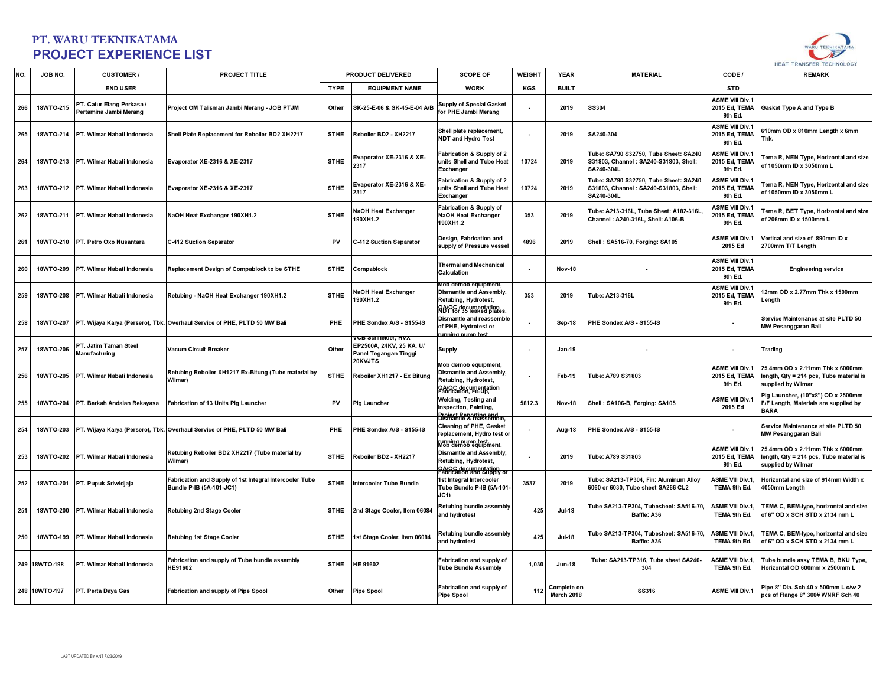## PT. WARU TEKNIKATAMA

# PROJECT EXPERIENCE LIST

| NO. | JOB NO. | CUSTOMER / | PROJECT TITLE | PRODUCT DELIVERED | | SCOPE OF | WEIGHT | YEAR | MATERIAL | CODE / | REMARK |
|---|---|---|---|---|---|---|---|---|---|---|---|
| | | END USER | | TYPE | EQUIPMENT NAME | WORK | KGS | BUILT | | STD | |
| 266 | 18WTO-215 | PT. Catur Elang Perkasa / Pertamina Jambi Merang | Project OM Talisman Jambi Merang - JOB PTJM | Other | SK-25-E-06 & SK-45-E-04 A/B | Supply of Special Gasket for PHE Jambi Merang | - | 2019 | SS304 | ASME VIII Div.1 2015 Ed, TEMA 9th Ed. | Gasket Type A and Type B |
| 265 | 18WTO-214 | PT. Wilmar Nabati Indonesia | Shell Plate Replacement for Reboiler BD2 XH2217 | STHE | Reboiler BD2 - XH2217 | Shell plate replacement, NDT and Hydro Test | - | 2019 | SA240-304 | ASME VIII Div.1 2015 Ed, TEMA 9th Ed. | 610mm OD x 810mm Length x 6mm Thk. |
| 264 | 18WTO-213 | PT. Wilmar Nabati Indonesia | Evaporator XE-2316 & XE-2317 | STHE | Evaporator XE-2316 & XE-2317 | Fabrication & Supply of 2 units Shell and Tube Heat Exchanger | 10724 | 2019 | Tube: SA790 S32750, Tube Sheet: SA240 S31803, Channel : SA240-S31803, Shell: SA240-304L | ASME VIII Div.1 2015 Ed, TEMA 9th Ed. | Tema R, NEN Type, Horizontal and size of 1050mm ID x 3050mm L |
| 263 | 18WTO-212 | PT. Wilmar Nabati Indonesia | Evaporator XE-2316 & XE-2317 | STHE | Evaporator XE-2316 & XE-2317 | Fabrication & Supply of 2 units Shell and Tube Heat Exchanger | 10724 | 2019 | Tube: SA790 S32750, Tube Sheet: SA240 S31803, Channel : SA240-S31803, Shell: SA240-304L | ASME VIII Div.1 2015 Ed, TEMA 9th Ed. | Tema R, NEN Type, Horizontal and size of 1050mm ID x 3050mm L |
| 262 | 18WTO-211 | PT. Wilmar Nabati Indonesia | NaOH Heat Exchanger 190XH1.2 | STHE | NaOH Heat Exchanger 190XH1.2 | Fabrication & Supply of NaOH Heat Exchanger 190XH1.2 | 353 | 2019 | Tube: A213-316L, Tube Sheet: A182-316L, Channel : A240-316L, Shell: A106-B | ASME VIII Div.1 2015 Ed, TEMA 9th Ed. | Tema R, BET Type, Horizontal and size of 206mm ID x 1500mm L |
| 261 | 18WTO-210 | PT. Petro Oxo Nusantara | C-412 Suction Separator | PV | C-412 Suction Separator | Design, Fabrication and supply of Pressure vessel | 4896 | 2019 | Shell : SA516-70, Forging: SA105 | ASME VIII Div.1 2015 Ed | Vertical and size of 890mm ID x 2700mm T/T Length |
| 260 | 18WTO-209 | PT. Wilmar Nabati Indonesia | Replacement Design of Compablock to be STHE | STHE | Compablock | Thermal and Mechanical Calculation | - | Nov-18 | - | ASME VIII Div.1 2015 Ed, TEMA 9th Ed. | Engineering service |
| 259 | 18WTO-208 | PT. Wilmar Nabati Indonesia | Retubing - NaOH Heat Exchanger 190XH1.2 | STHE | NaOH Heat Exchanger 190XH1.2 | Mob demob equipment, Dismantle and Assembly, Retubing, Hydrotest, QA/QC documentation | 353 | 2019 | Tube: A213-316L | ASME VIII Div.1 2015 Ed, TEMA 9th Ed. | 12mm OD x 2.77mm Thk x 1500mm Length |
| 258 | 18WTO-207 | PT. Wijaya Karya (Persero), Tbk. | Overhaul Service of PHE, PLTD 50 MW Bali | PHE | PHE Sondex A/S - S155-IS | NDT for 35 leaked plates, Dismantle and reassemble of PHE, Hydrotest or running pump test | - | Sep-18 | PHE Sondex A/S - S155-IS | - | Service Maintenance at site PLTD 50 MW Pesanggaran Bali |
| 257 | 18WTO-206 | PT. Jatim Taman Steel Manufacturing | Vacum Circuit Breaker | Other | VCB Schneider, HVX EP2500A, 24KV, 25 KA, U/ Panel Tegangan Tinggi 20KVJTS | Supply | - | Jan-19 | - | - | Trading |
| 256 | 18WTO-205 | PT. Wilmar Nabati Indonesia | Retubing Reboiler XH1217 Ex-Bitung (Tube material by Wilmar) | STHE | Reboiler XH1217 - Ex Bitung | Mob demob equipment, Dismantle and Assembly, Retubing, Hydrotest, QA/QC documentation | - | Feb-19 | Tube: A789 S31803 | ASME VIII Div.1 2015 Ed, TEMA 9th Ed. | 25.4mm OD x 2.11mm Thk x 6000mm length, Qty = 214 pcs, Tube material is supplied by Wilmar |
| 255 | 18WTO-204 | PT. Berkah Andalan Rekayasa | Fabrication of 13 Units Pig Launcher | PV | Pig Launcher | Fabrication, Fit-Up, Welding, Testing and Inspection, Painting, Project Reporting and | 5812.3 | Nov-18 | Shell : SA106-B, Forging: SA105 | ASME VIII Div.1 2015 Ed | Pig Launcher, (10"x8") OD x 2500mm F/F Length, Materials are supplied by BARA |
| 254 | 18WTO-203 | PT. Wijaya Karya (Persero), Tbk. | Overhaul Service of PHE, PLTD 50 MW Bali | PHE | PHE Sondex A/S - S155-IS | Dismantle & reassemble, Cleaning of PHE, Gasket replacement, Hydro test or running pump test | - | Aug-18 | PHE Sondex A/S - S155-IS | - | Service Maintenance at site PLTD 50 MW Pesanggaran Bali |
| 253 | 18WTO-202 | PT. Wilmar Nabati Indonesia | Retubing Reboiler BD2 XH2217 (Tube material by Wilmar) | STHE | Reboiler BD2 - XH2217 | Mob demob equipment, Dismantle and Assembly, Retubing, Hydrotest, QA/QC documentation | - | 2019 | Tube: A789 S31803 | ASME VIII Div.1 2015 Ed, TEMA 9th Ed. | 25.4mm OD x 2.11mm Thk x 6000mm length, Qty = 214 pcs, Tube material is supplied by Wilmar |
| 252 | 18WTO-201 | PT. Pupuk Sriwidjaja | Fabrication and Supply of 1st Integral Intercooler Tube Bundle P-IB (5A-101-JC1) | STHE | Intercooler Tube Bundle | Fabrication and Supply of 1st Integral Intercooler Tube Bundle P-IB (5A-101-JC1) | 3537 | 2019 | Tube: SA213-TP304, Fin: Aluminum Alloy 6060 or 6030, Tube sheet SA266 CL2 | ASME VIII Div.1, TEMA 9th Ed. | Horizontal and size of 914mm Width x 4050mm Length |
| 251 | 18WTO-200 | PT. Wilmar Nabati Indonesia | Retubing 2nd Stage Cooler | STHE | 2nd Stage Cooler, Item 06084 | Retubing bundle assembly and hydrotest | 425 | Jul-18 | Tube SA213-TP304, Tubesheet: SA516-70, Baffle: A36 | ASME VIII Div.1, TEMA 9th Ed. | TEMA C, BEM-type, horizontal and size of 6" OD x SCH STD x 2134 mm L |
| 250 | 18WTO-199 | PT. Wilmar Nabati Indonesia | Retubing 1st Stage Cooler | STHE | 1st Stage Cooler, Item 06084 | Retubing bundle assembly and hydrotest | 425 | Jul-18 | Tube SA213-TP304, Tubesheet: SA516-70, Baffle: A36 | ASME VIII Div.1, TEMA 9th Ed. | TEMA C, BEM-type, horizontal and size of 6" OD x SCH STD x 2134 mm L |
| 249 | 18WTO-198 | PT. Wilmar Nabati Indonesia | Fabrication and supply of Tube bundle assembly HE91602 | STHE | HE 91602 | Fabrication and supply of Tube Bundle Assembly | 1,030 | Jun-18 | Tube: SA213-TP316, Tube sheet SA240-304 | ASME VIII Div.1, TEMA 9th Ed. | Tube bundle assy TEMA B, BKU Type, Horizontal OD 600mm x 2500mm L |
| 248 | 18WTO-197 | PT. Perta Daya Gas | Fabrication and supply of Pipe Spool | Other | Pipe Spool | Fabrication and supply of Pipe Spool | 112 | Complete on March 2018 | SS316 | ASME VIII Div.1 | Pipe 8" Dia. Sch 40 x 500mm L c/w 2 pcs of Flange 8" 300# WNRF Sch 40 |

LAST UPDATED BY ANT 7/23/2019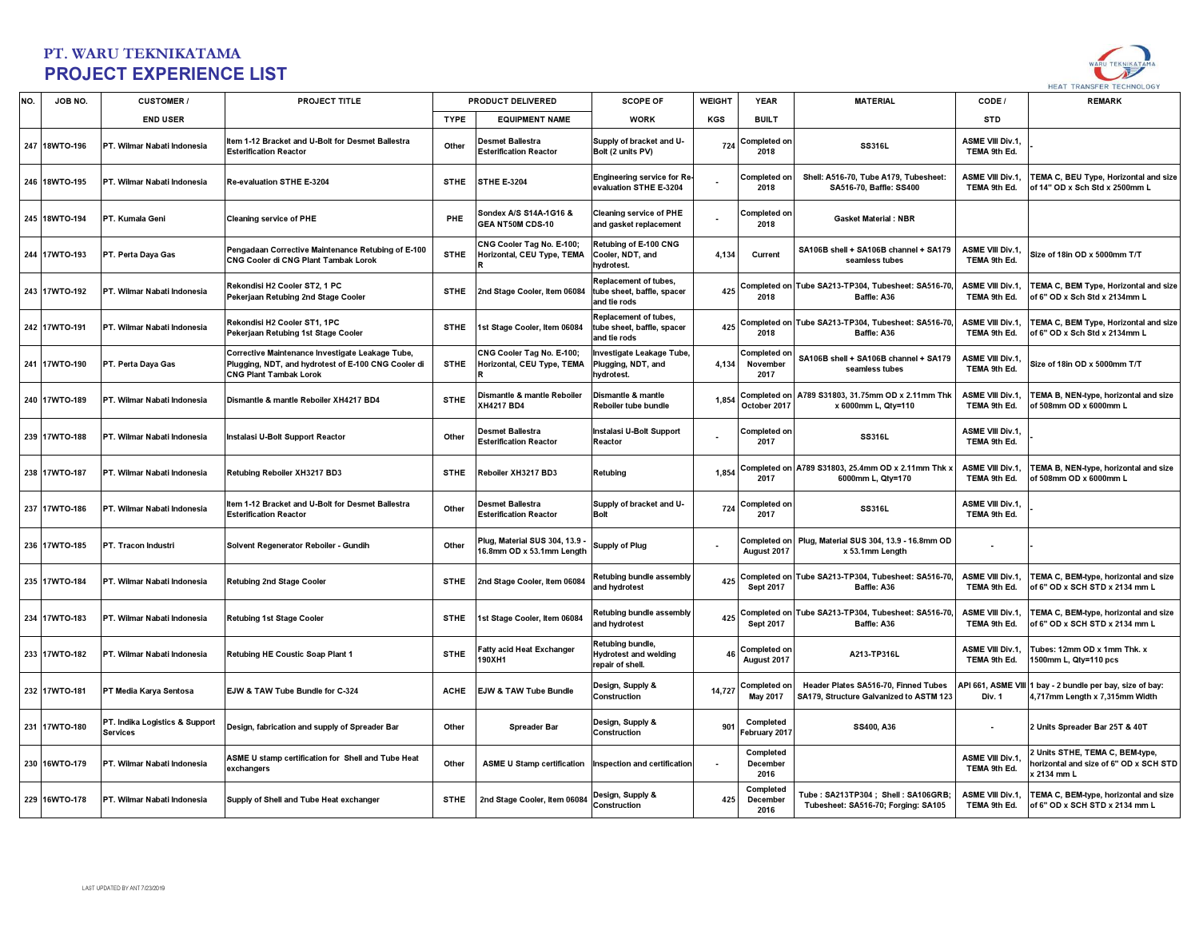# PT. WARU TEKNIKATAMA
## PROJECT EXPERIENCE LIST

| NO. | JOB NO. | CUSTOMER / END USER | PROJECT TITLE | PRODUCT DELIVERED | | SCOPE OF WORK | WEIGHT KGS | YEAR BUILT | MATERIAL | CODE / STD | REMARK |
|---|---|---|---|---|---|---|---|---|---|---|---|
| | | | | TYPE | EQUIPMENT NAME | | | | | | |
| 247 | 18WTO-196 | PT. Wilmar Nabati Indonesia | Item 1-12 Bracket and U-Bolt for Desmet Ballestra Esterification Reactor | Other | Desmet Ballestra Esterification Reactor | Supply of bracket and U-Bolt (2 units PV) | 724 | Completed on 2018 | SS316L | ASME VIII Div.1, TEMA 9th Ed. | - |
| 246 | 18WTO-195 | PT. Wilmar Nabati Indonesia | Re-evaluation STHE E-3204 | STHE | STHE E-3204 | Engineering service for Re-evaluation STHE E-3204 | - | Completed on 2018 | Shell: A516-70, Tube A179, Tubesheet: SA516-70, Baffle: SS400 | ASME VIII Div.1, TEMA 9th Ed. | TEMA C, BEU Type, Horizontal and size of 14" OD x Sch Std x 2500mm L |
| 245 | 18WTO-194 | PT. Kumala Geni | Cleaning service of PHE | PHE | Sondex A/S S14A-1G16 & GEA NT50M CDS-10 | Cleaning service of PHE and gasket replacement | - | Completed on 2018 | Gasket Material : NBR | | |
| 244 | 17WTO-193 | PT. Perta Daya Gas | Pengadaan Corrective Maintenance Retubing of E-100 CNG Cooler di CNG Plant Tambak Lorok | STHE | CNG Cooler Tag No. E-100; Horizontal, CEU Type, TEMA R | Retubing of E-100 CNG Cooler, NDT, and hydrotest. | 4,134 | Current | SA106B shell + SA106B channel + SA179 seamless tubes | ASME VIII Div.1, TEMA 9th Ed. | Size of 18in OD x 5000mm T/T |
| 243 | 17WTO-192 | PT. Wilmar Nabati Indonesia | Rekondisi H2 Cooler ST2, 1 PC Pekerjaan Retubing 2nd Stage Cooler | STHE | 2nd Stage Cooler, Item 06084 | Replacement of tubes, tube sheet, baffle, spacer and tie rods | 425 | Completed on 2018 | Tube SA213-TP304, Tubesheet: SA516-70, Baffle: A36 | ASME VIII Div.1, TEMA 9th Ed. | TEMA C, BEM Type, Horizontal and size of 6" OD x Sch Std x 2134mm L |
| 242 | 17WTO-191 | PT. Wilmar Nabati Indonesia | Rekondisi H2 Cooler ST1, 1PC Pekerjaan Retubing 1st Stage Cooler | STHE | 1st Stage Cooler, Item 06084 | Replacement of tubes, tube sheet, baffle, spacer and tie rods | 425 | Completed on 2018 | Tube SA213-TP304, Tubesheet: SA516-70, Baffle: A36 | ASME VIII Div.1, TEMA 9th Ed. | TEMA C, BEM Type, Horizontal and size of 6" OD x Sch Std x 2134mm L |
| 241 | 17WTO-190 | PT. Perta Daya Gas | Corrective Maintenance Investigate Leakage Tube, Plugging, NDT, and hydrotest of E-100 CNG Cooler di CNG Plant Tambak Lorok | STHE | CNG Cooler Tag No. E-100; Horizontal, CEU Type, TEMA R | Investigate Leakage Tube, Plugging, NDT, and hydrotest. | 4,134 | Completed on November 2017 | SA106B shell + SA106B channel + SA179 seamless tubes | ASME VIII Div.1, TEMA 9th Ed. | Size of 18in OD x 5000mm T/T |
| 240 | 17WTO-189 | PT. Wilmar Nabati Indonesia | Dismantle & mantle Reboiler XH4217 BD4 | STHE | Dismantle & mantle Reboiler XH4217 BD4 | Dismantle & mantle Reboiler tube bundle | 1,854 | Completed on October 2017 | A789 S31803, 31.75mm OD x 2.11mm Thk x 6000mm L, Qty=110 | ASME VIII Div.1, TEMA 9th Ed. | TEMA B, NEN-type, horizontal and size of 508mm OD x 6000mm L |
| 239 | 17WTO-188 | PT. Wilmar Nabati Indonesia | Instalasi U-Bolt Support Reactor | Other | Desmet Ballestra Esterification Reactor | Instalasi U-Bolt Support Reactor | - | Completed on 2017 | SS316L | ASME VIII Div.1, TEMA 9th Ed. | - |
| 238 | 17WTO-187 | PT. Wilmar Nabati Indonesia | Retubing Reboiler XH3217 BD3 | STHE | Reboiler XH3217 BD3 | Retubing | 1,854 | Completed on 2017 | A789 S31803, 25.4mm OD x 2.11mm Thk x 6000mm L, Qty=170 | ASME VIII Div.1, TEMA 9th Ed. | TEMA B, NEN-type, horizontal and size of 508mm OD x 6000mm L |
| 237 | 17WTO-186 | PT. Wilmar Nabati Indonesia | Item 1-12 Bracket and U-Bolt for Desmet Ballestra Esterification Reactor | Other | Desmet Ballestra Esterification Reactor | Supply of bracket and U-Bolt | 724 | Completed on 2017 | SS316L | ASME VIII Div.1, TEMA 9th Ed. | - |
| 236 | 17WTO-185 | PT. Tracon Industri | Solvent Regenerator Reboiler - Gundih | Other | Plug, Material SUS 304, 13.9 - 16.8mm OD x 53.1mm Length | Supply of Plug | - | Completed on August 2017 | Plug, Material SUS 304, 13.9 - 16.8mm OD x 53.1mm Length | - | - |
| 235 | 17WTO-184 | PT. Wilmar Nabati Indonesia | Retubing 2nd Stage Cooler | STHE | 2nd Stage Cooler, Item 06084 | Retubing bundle assembly and hydrotest | 425 | Completed on Sept 2017 | Tube SA213-TP304, Tubesheet: SA516-70, Baffle: A36 | ASME VIII Div.1, TEMA 9th Ed. | TEMA C, BEM-type, horizontal and size of 6" OD x SCH STD x 2134 mm L |
| 234 | 17WTO-183 | PT. Wilmar Nabati Indonesia | Retubing 1st Stage Cooler | STHE | 1st Stage Cooler, Item 06084 | Retubing bundle assembly and hydrotest | 425 | Completed on Sept 2017 | Tube SA213-TP304, Tubesheet: SA516-70, Baffle: A36 | ASME VIII Div.1, TEMA 9th Ed. | TEMA C, BEM-type, horizontal and size of 6" OD x SCH STD x 2134 mm L |
| 233 | 17WTO-182 | PT. Wilmar Nabati Indonesia | Retubing HE Coustic Soap Plant 1 | STHE | Fatty acid Heat Exchanger 190XH1 | Retubing bundle, Hydrotest and welding repair of shell. | 46 | Completed on August 2017 | A213-TP316L | ASME VIII Div.1, TEMA 9th Ed. | Tubes: 12mm OD x 1mm Thk. x 1500mm L, Qty=110 pcs |
| 232 | 17WTO-181 | PT Media Karya Sentosa | EJW & TAW Tube Bundle for C-324 | ACHE | EJW & TAW Tube Bundle | Design, Supply & Construction | 14,727 | Completed on May 2017 | Header Plates SA516-70, Finned Tubes SA179, Structure Galvanized to ASTM 123 | API 661, ASME VIII Div. 1 | 1 bay - 2 bundle per bay, size of bay: 4,717mm Length x 7,315mm Width |
| 231 | 17WTO-180 | PT. Indika Logistics & Support Services | Design, fabrication and supply of Spreader Bar | Other | Spreader Bar | Design, Supply & Construction | 901 | Completed February 2017 | SS400, A36 | - | 2 Units Spreader Bar 25T & 40T |
| 230 | 16WTO-179 | PT. Wilmar Nabati Indonesia | ASME U stamp certification for Shell and Tube Heat exchangers | Other | ASME U Stamp certification | Inspection and certification | - | Completed December 2016 | | ASME VIII Div.1, TEMA 9th Ed. | 2 Units STHE, TEMA C, BEM-type, horizontal and size of 6" OD x SCH STD x 2134 mm L |
| 229 | 16WTO-178 | PT. Wilmar Nabati Indonesia | Supply of Shell and Tube Heat exchanger | STHE | 2nd Stage Cooler, Item 06084 | Design, Supply & Construction | 425 | Completed December 2016 | Tube : SA213TP304 ; Shell : SA106GRB; Tubesheet: SA516-70; Forging: SA105 | ASME VIII Div.1, TEMA 9th Ed. | TEMA C, BEM-type, horizontal and size of 6" OD x SCH STD x 2134 mm L |

LAST UPDATED BY ANT 7/23/2019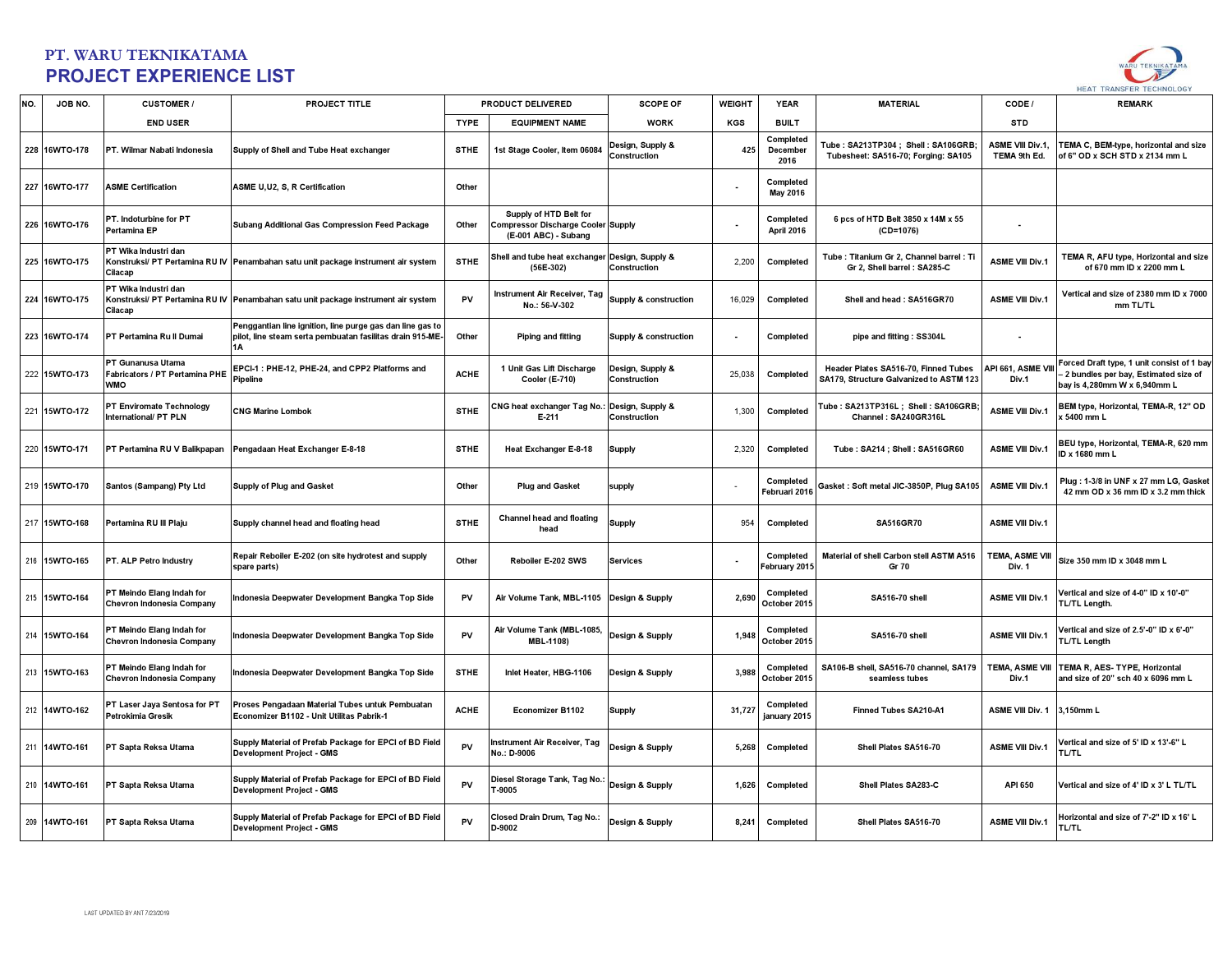# PT. WARU TEKNIKATAMA
## PROJECT EXPERIENCE LIST

| NO. | JOB NO. | CUSTOMER / | PROJECT TITLE | PRODUCT DELIVERED | | SCOPE OF | WEIGHT | YEAR | MATERIAL | CODE / | REMARK |
|---|---|---|---|---|---|---|---|---|---|---|---|
| | | END USER | | TYPE | EQUIPMENT NAME | WORK | KGS | BUILT | | STD | |
| 228 | 16WTO-178 | PT. Wilmar Nabati Indonesia | Supply of Shell and Tube Heat exchanger | STHE | 1st Stage Cooler, Item 06084 | Design, Supply & Construction | 425 | Completed December 2016 | Tube : SA213TP304 ; Shell : SA106GRB; Tubesheet: SA516-70; Forging: SA105 | ASME VIII Div.1, TEMA 9th Ed. | TEMA C, BEM-type, horizontal and size of 6" OD x SCH STD x 2134 mm L |
| 227 | 16WTO-177 | ASME Certification | ASME U,U2, S, R Certification | Other | | | - | Completed May 2016 | | | |
| 226 | 16WTO-176 | PT. Indoturbine for PT Pertamina EP | Subang Additional Gas Compression Feed Package | Other | Supply of HTD Belt for Compressor Discharge Cooler (E-001 ABC) - Subang | Supply | - | Completed April 2016 | 6 pcs of HTD Belt 3850 x 14M x 55 (CD=1076) | - | |
| 225 | 16WTO-175 | PT Wika Industri dan Konstruksi/ PT Pertamina RU IV Cilacap | Penambahan satu unit package instrument air system | STHE | Shell and tube heat exchanger (56E-302) | Design, Supply & Construction | 2,200 | Completed | Tube : Titanium Gr 2, Channel barrel : Ti Gr 2, Shell barrel : SA285-C | ASME VIII Div.1 | TEMA R, AFU type, Horizontal and size of 670 mm ID x 2200 mm L |
| 224 | 16WTO-175 | PT Wika Industri dan Konstruksi/ PT Pertamina RU IV Cilacap | Penambahan satu unit package instrument air system | PV | Instrument Air Receiver, Tag No.: 56-V-302 | Supply & construction | 16,029 | Completed | Shell and head : SA516GR70 | ASME VIII Div.1 | Vertical and size of 2380 mm ID x 7000 mm TL/TL |
| 223 | 16WTO-174 | PT Pertamina Ru II Dumai | Penggantian line ignition, line purge gas dan line gas to pilot, line steam serta pembuatan fasilitas drain 915-ME-1A | Other | Piping and fitting | Supply & construction | - | Completed | pipe and fitting : SS304L | - | |
| 222 | 15WTO-173 | PT Gunanusa Utama Fabricators / PT Pertamina PHE WMO | EPCI-1 : PHE-12, PHE-24, and CPP2 Platforms and Pipeline | ACHE | 1 Unit Gas Lift Discharge Cooler (E-710) | Design, Supply & Construction | 25,038 | Completed | Header Plates SA516-70, Finned Tubes SA179, Structure Galvanized to ASTM 123 | API 661, ASME VIII Div.1 | Forced Draft type, 1 unit consist of 1 bay – 2 bundles per bay, Estimated size of bay is 4,280mm W x 6,940mm L |
| 221 | 15WTO-172 | PT Enviromate Technology International/ PT PLN | CNG Marine Lombok | STHE | CNG heat exchanger Tag No.: E-211 | Design, Supply & Construction | 1,300 | Completed | Tube : SA213TP316L ; Shell : SA106GRB; Channel : SA240GR316L | ASME VIII Div.1 | BEM type, Horizontal, TEMA-R, 12" OD x 5400 mm L |
| 220 | 15WTO-171 | PT Pertamina RU V Balikpapan | Pengadaan Heat Exchanger E-8-18 | STHE | Heat Exchanger E-8-18 | Supply | 2,320 | Completed | Tube : SA214 ; Shell : SA516GR60 | ASME VIII Div.1 | BEU type, Horizontal, TEMA-R, 620 mm ID x 1680 mm L |
| 219 | 15WTO-170 | Santos (Sampang) Pty Ltd | Supply of Plug and Gasket | Other | Plug and Gasket | supply | - | Completed Februari 2016 | Gasket : Soft metal JIC-3850P, Plug SA105 | ASME VIII Div.1 | Plug : 1-3/8 in UNF x 27 mm LG, Gasket 42 mm OD x 36 mm ID x 3.2 mm thick |
| 217 | 15WTO-168 | Pertamina RU III Plaju | Supply channel head and floating head | STHE | Channel head and floating head | Supply | 954 | Completed | SA516GR70 | ASME VIII Div.1 | |
| 216 | 15WTO-165 | PT. ALP Petro Industry | Repair Reboiler E-202 (on site hydrotest and supply spare parts) | Other | Reboiler E-202 SWS | Services | - | Completed February 2015 | Material of shell Carbon stell ASTM A516 Gr 70 | TEMA, ASME VIII Div. 1 | Size 350 mm ID x 3048 mm L |
| 215 | 15WTO-164 | PT Meindo Elang Indah for Chevron Indonesia Company | Indonesia Deepwater Development Bangka Top Side | PV | Air Volume Tank, MBL-1105 | Design & Supply | 2,690 | Completed October 2015 | SA516-70 shell | ASME VIII Div.1 | Vertical and size of 4-0" ID x 10'-0" TL/TL Length. |
| 214 | 15WTO-164 | PT Meindo Elang Indah for Chevron Indonesia Company | Indonesia Deepwater Development Bangka Top Side | PV | Air Volume Tank (MBL-1085, MBL-1108) | Design & Supply | 1,948 | Completed October 2015 | SA516-70 shell | ASME VIII Div.1 | Vertical and size of 2.5'-0" ID x 6'-0" TL/TL Length |
| 213 | 15WTO-163 | PT Meindo Elang Indah for Chevron Indonesia Company | Indonesia Deepwater Development Bangka Top Side | STHE | Inlet Heater, HBG-1106 | Design & Supply | 3,988 | Completed October 2015 | SA106-B shell, SA516-70 channel, SA179 seamless tubes | TEMA, ASME VIII Div.1 | TEMA R, AES- TYPE, Horizontal and size of 20" sch 40 x 6096 mm L |
| 212 | 14WTO-162 | PT Laser Jaya Sentosa for PT Petrokimia Gresik | Proses Pengadaan Material Tubes untuk Pembuatan Economizer B1102 - Unit Utilitas Pabrik-1 | ACHE | Economizer B1102 | Supply | 31,727 | Completed january 2015 | Finned Tubes SA210-A1 | ASME VIII Div. 1 | 3,150mm L |
| 211 | 14WTO-161 | PT Sapta Reksa Utama | Supply Material of Prefab Package for EPCI of BD Field Development Project - GMS | PV | Instrument Air Receiver, Tag No.: D-9006 | Design & Supply | 5,268 | Completed | Shell Plates SA516-70 | ASME VIII Div.1 | Vertical and size of 5' ID x 13'-6" L TL/TL |
| 210 | 14WTO-161 | PT Sapta Reksa Utama | Supply Material of Prefab Package for EPCI of BD Field Development Project - GMS | PV | Diesel Storage Tank, Tag No.: T-9005 | Design & Supply | 1,626 | Completed | Shell Plates SA283-C | API 650 | Vertical and size of 4' ID x 3' L TL/TL |
| 209 | 14WTO-161 | PT Sapta Reksa Utama | Supply Material of Prefab Package for EPCI of BD Field Development Project - GMS | PV | Closed Drain Drum, Tag No.: D-9002 | Design & Supply | 8,241 | Completed | Shell Plates SA516-70 | ASME VIII Div.1 | Horizontal and size of 7'-2" ID x 16' L TL/TL |

LAST UPDATED BY ANT 7/23/2019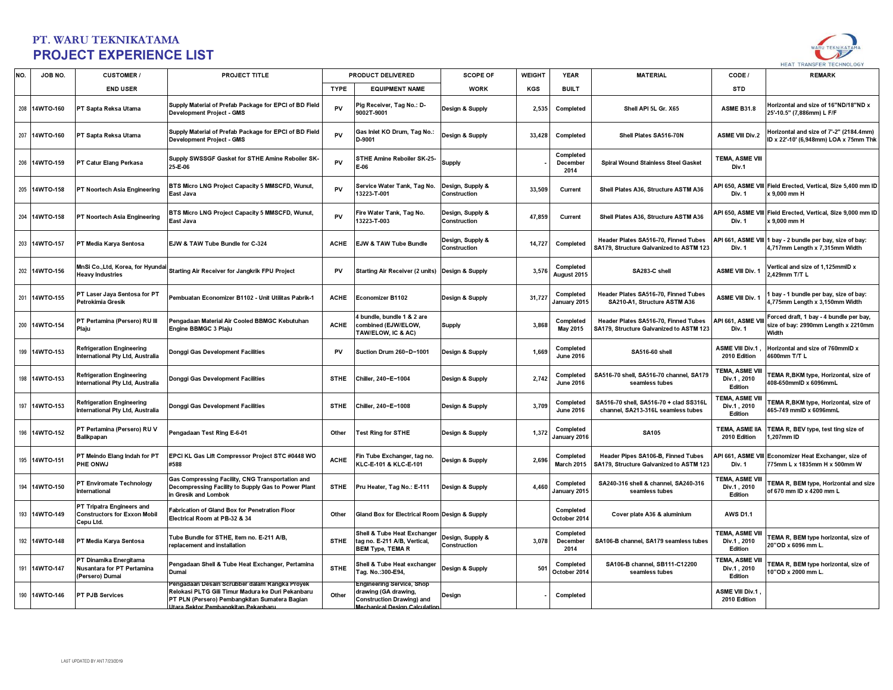# PT. WARU TEKNIKATAMA
## PROJECT EXPERIENCE LIST

| NO. | JOB NO. | CUSTOMER / END USER | PROJECT TITLE | PRODUCT DELIVERED | | SCOPE OF WORK | WEIGHT KGS | YEAR BUILT | MATERIAL | CODE / STD | REMARK |
|---|---|---|---|---|---|---|---|---|---|---|---|
| | | | | TYPE | EQUIPMENT NAME | | | | | | |
| 208 | 14WTO-160 | PT Sapta Reksa Utama | Supply Material of Prefab Package for EPCI of BD Field Development Project - GMS | PV | Pig Receiver, Tag No.: D-9002T-9001 | Design & Supply | 2,535 | Completed | Shell API 5L Gr. X65 | ASME B31.8 | Horizontal and size of 16"ND/18"ND x 25'-10.5" (7,886mm) L F/F |
| 207 | 14WTO-160 | PT Sapta Reksa Utama | Supply Material of Prefab Package for EPCI of BD Field Development Project - GMS | PV | Gas Inlet KO Drum, Tag No.: D-9001 | Design & Supply | 33,428 | Completed | Shell Plates SA516-70N | ASME VIII Div.2 | Horizontal and size of 7'-2" (2184.4mm) ID x 22'-10' (6,948mm) LOA x 75mm Thk |
| 206 | 14WTO-159 | PT Catur Elang Perkasa | Supply SWSSGF Gasket for STHE Amine Reboiler SK-25-E-06 | PV | STHE Amine Reboiler SK-25-E-06 | Supply | - | Completed December 2014 | Spiral Wound Stainless Steel Gasket | TEMA, ASME VIII Div.1 | |
| 205 | 14WTO-158 | PT Noortech Asia Engineering | BTS Micro LNG Project Capacity 5 MMSCFD, Wunut, East Java | PV | Service Water Tank, Tag No. 13223-T-001 | Design, Supply & Construction | 33,509 | Current | Shell Plates A36, Structure ASTM A36 | API 650, ASME VIII Div. 1 | Field Erected, Vertical, Size 5,400 mm ID x 9,000 mm H |
| 204 | 14WTO-158 | PT Noortech Asia Engineering | BTS Micro LNG Project Capacity 5 MMSCFD, Wunut, East Java | PV | Fire Water Tank, Tag No. 13223-T-003 | Design, Supply & Construction | 47,859 | Current | Shell Plates A36, Structure ASTM A36 | API 650, ASME VIII Div. 1 | Field Erected, Vertical, Size 9,000 mm ID x 9,000 mm H |
| 203 | 14WTO-157 | PT Media Karya Sentosa | EJW & TAW Tube Bundle for C-324 | ACHE | EJW & TAW Tube Bundle | Design, Supply & Construction | 14,727 | Completed | Header Plates SA516-70, Finned Tubes SA179, Structure Galvanized to ASTM 123 | API 661, ASME VIII Div. 1 | 1 bay - 2 bundle per bay, size of bay: 4,717mm Length x 7,315mm Width |
| 202 | 14WTO-156 | MnSi Co.,Ltd, Korea, for Hyundai Heavy Industries | Starting Air Receiver for Jangkrik FPU Project | PV | Starting Air Receiver (2 units) | Design & Supply | 3,576 | Completed August 2015 | SA283-C shell | ASME VIII Div. 1 | Vertical and size of 1,125mmID x 2,429mm T/T L |
| 201 | 14WTO-155 | PT Laser Jaya Sentosa for PT Petrokimia Gresik | Pembuatan Economizer B1102 - Unit Utilitas Pabrik-1 | ACHE | Economizer B1102 | Design & Supply | 31,727 | Completed January 2015 | Header Plates SA516-70, Finned Tubes SA210-A1, Structure ASTM A36 | ASME VIII Div. 1 | 1 bay - 1 bundle per bay, size of bay: 4,775mm Length x 3,150mm Width |
| 200 | 14WTO-154 | PT Pertamina (Persero) RU III Plaju | Pengadaan Material Air Cooled BBMGC Kebutuhan Engine BBMGC 3 Plaju | ACHE | 4 bundle, bundle 1 & 2 are combined (EJW/ELOW, TAW/ELOW, IC & AC) | Supply | 3,868 | Completed May 2015 | Header Plates SA516-70, Finned Tubes SA179, Structure Galvanized to ASTM 123 | API 661, ASME VIII Div. 1 | Forced draft, 1 bay - 4 bundle per bay, size of bay: 2990mm Length x 2210mm Width |
| 199 | 14WTO-153 | Refrigeration Engineering International Pty Ltd, Australia | Donggi Gas Development Facilities | PV | Suction Drum 260−D−1001 | Design & Supply | 1,669 | Completed June 2016 | SA516-60 shell | ASME VIII Div.1 , 2010 Edition | Horizontal and size of 760mmID x 4600mm T/T L |
| 198 | 14WTO-153 | Refrigeration Engineering International Pty Ltd, Australia | Donggi Gas Development Facilities | STHE | Chiller, 240−E−1004 | Design & Supply | 2,742 | Completed June 2016 | SA516-70 shell, SA516-70 channel, SA179 seamless tubes | TEMA, ASME VIII Div.1 , 2010 Edition | TEMA R,BKM type, Horizontal, size of 408-650mmID x 6096mmL |
| 197 | 14WTO-153 | Refrigeration Engineering International Pty Ltd, Australia | Donggi Gas Development Facilities | STHE | Chiller, 240−E−1008 | Design & Supply | 3,709 | Completed June 2016 | SA516-70 shell, SA516-70 + clad SS316L channel, SA213-316L seamless tubes | TEMA, ASME VIII Div.1 , 2010 Edition | TEMA R,BKM type, Horizontal, size of 465-749 mmID x 6096mmL |
| 196 | 14WTO-152 | PT Pertamina (Persero) RU V Balikpapan | Pengadaan Test Ring E-6-01 | Other | Test Ring for STHE | Design & Supply | 1,372 | Completed January 2016 | SA105 | TEMA, ASME IIA 2010 Edition | TEMA R, BEV type, test ting size of 1,207mm ID |
| 195 | 14WTO-151 | PT Meindo Elang Indah for PT PHE ONWJ | EPCI KL Gas Lift Compressor Project STC #0448 WO #588 | ACHE | Fin Tube Exchanger, tag no. KLC-E-101 & KLC-E-101 | Design & Supply | 2,696 | Completed March 2015 | Header Pipes SA106-B, Finned Tubes SA179, Structure Galvanized to ASTM 123 | API 661, ASME VIII Div. 1 | Economizer Heat Exchanger, size of 775mm L x 1835mm H x 500mm W |
| 194 | 14WTO-150 | PT Enviromate Technology International | Gas Compressing Facility, CNG Transportation and Decompressing Facility to Supply Gas to Power Plant in Gresik and Lombok | STHE | Pru Heater, Tag No.: E-111 | Design & Supply | 4,460 | Completed January 2015 | SA240-316 shell & channel, SA240-316 seamless tubes | TEMA, ASME VIII Div.1 , 2010 Edition | TEMA R, BEM type, Horizontal and size of 670 mm ID x 4200 mm L |
| 193 | 14WTO-149 | PT Tripatra Engineers and Constructors for Exxon Mobil Cepu Ltd. | Fabrication of Gland Box for Penetration Floor Electrical Room at PB-32 & 34 | Other | Gland Box for Electrical Room | Design & Supply | | Completed October 2014 | Cover plate A36 & aluminium | AWS D1.1 | |
| 192 | 14WTO-148 | PT Media Karya Sentosa | Tube Bundle for STHE, Item no. E-211 A/B, replacement and installation | STHE | Shell & Tube Heat Exchanger tag no. E-211 A/B, Vertical, BEM Type, TEMA R | Design, Supply & Construction | 3,078 | Completed December 2014 | SA106-B channel, SA179 seamless tubes | TEMA, ASME VIII Div.1 , 2010 Edition | TEMA R, BEM type horizontal, size of 20"OD x 6096 mm L. |
| 191 | 14WTO-147 | PT Dinamika Energitama Nusantara for PT Pertamina (Persero) Dumai | Pengadaan Shell & Tube Heat Exchanger, Pertamina Dumai | STHE | Shell & Tube Heat exchanger Tag. No.:300-E94, | Design & Supply | 501 | Completed October 2014 | SA106-B channel, SB111-C12200 seamless tubes | TEMA, ASME VIII Div.1 , 2010 Edition | TEMA R, BEM type horizontal, size of 10"OD x 2000 mm L. |
| 190 | 14WTO-146 | PT PJB Services | Pengadaan Desain Scrubber dalam Rangka Proyek Relokasi PLTG Gili Timur Madura ke Duri Pekanbaru PT PLN (Persero) Pembangkitan Sumatera Bagian Utara Sektor Pembangkitan Pekanbaru | Other | Engineering Service, Shop drawing (GA drawing, Construction Drawing) and Mechanical Design Calculation | Design | - | Completed | | ASME VIII Div.1 , 2010 Edition | |

LAST UPDATED BY ANT 7/23/2019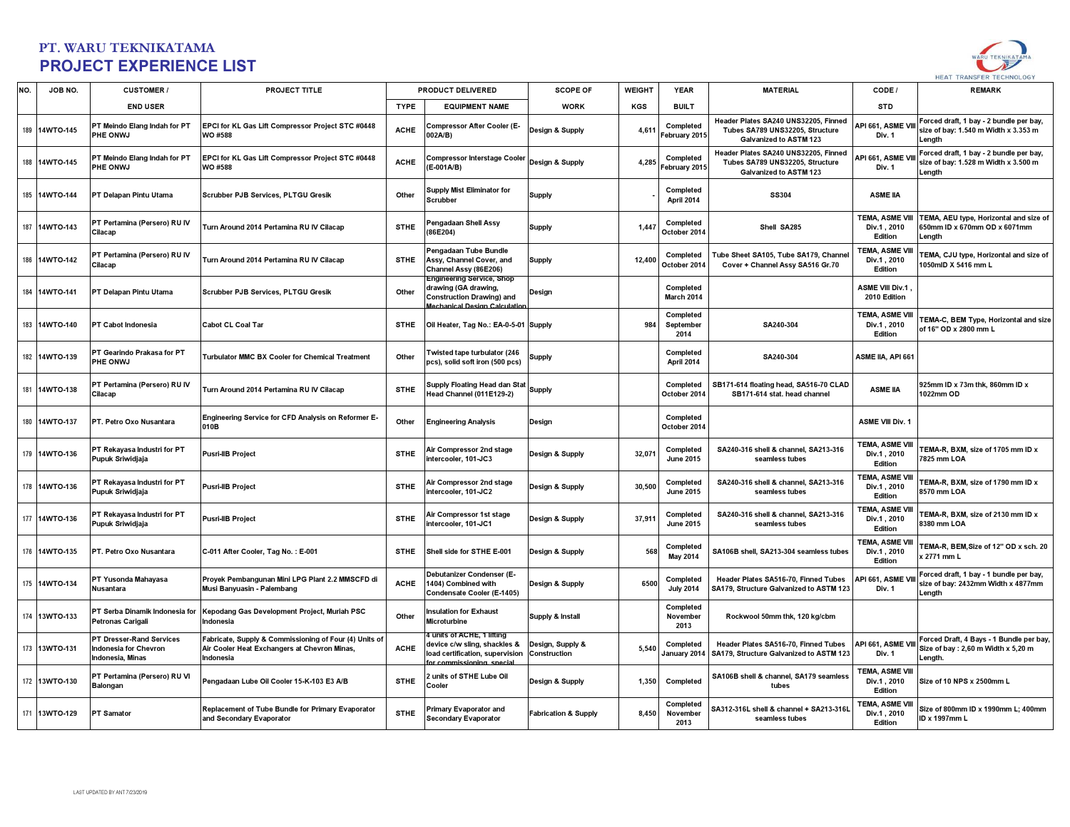# PT. WARU TEKNIKATAMA

## PROJECT EXPERIENCE LIST

| NO. | JOB NO. | CUSTOMER / | PROJECT TITLE | PRODUCT DELIVERED | | SCOPE OF | WEIGHT | YEAR | MATERIAL | CODE / | REMARK |
|---|---|---|---|---|---|---|---|---|---|---|---|
| | | END USER | | TYPE | EQUIPMENT NAME | WORK | KGS | BUILT | | STD | |
| 189 | 14WTO-145 | PT Meindo Elang Indah for PT PHE ONWJ | EPCI for KL Gas Lift Compressor Project STC #0448 WO #588 | ACHE | Compressor After Cooler (E-002A/B) | Design & Supply | 4,611 | Completed February 2015 | Header Plates SA240 UNS32205, Finned Tubes SA789 UNS32205, Structure Galvanized to ASTM 123 | API 661, ASME VIII Div. 1 | Forced draft, 1 bay - 2 bundle per bay, size of bay: 1.540 m Width x 3.353 m Length |
| 188 | 14WTO-145 | PT Meindo Elang Indah for PT PHE ONWJ | EPCI for KL Gas Lift Compressor Project STC #0448 WO #588 | ACHE | Compressor Interstage Cooler (E-001A/B) | Design & Supply | 4,285 | Completed February 2015 | Header Plates SA240 UNS32205, Finned Tubes SA789 UNS32205, Structure Galvanized to ASTM 123 | API 661, ASME VIII Div. 1 | Forced draft, 1 bay - 2 bundle per bay, size of bay: 1.528 m Width x 3.500 m Length |
| 185 | 14WTO-144 | PT Delapan Pintu Utama | Scrubber PJB Services, PLTGU Gresik | Other | Supply Mist Eliminator for Scrubber | Supply | - | Completed April 2014 | SS304 | ASME IIA | |
| 187 | 14WTO-143 | PT Pertamina (Persero) RU IV Cilacap | Turn Around 2014 Pertamina RU IV Cilacap | STHE | Pengadaan Shell Assy (86E204) | Supply | 1,447 | Completed October 2014 | Shell SA285 | TEMA, ASME VIII Div.1 , 2010 Edition | TEMA, AEU type, Horizontal and size of 650mm ID x 670mm OD x 6071mm Length |
| 186 | 14WTO-142 | PT Pertamina (Persero) RU IV Cilacap | Turn Around 2014 Pertamina RU IV Cilacap | STHE | Pengadaan Tube Bundle Assy, Channel Cover, and Channel Assy (86E206) | Supply | 12,400 | Completed October 2014 | Tube Sheet SA105, Tube SA179, Channel Cover + Channel Assy SA516 Gr.70 | TEMA, ASME VIII Div.1 , 2010 Edition | TEMA, CJU type, Horizontal and size of 1050mID X 5416 mm L |
| 184 | 14WTO-141 | PT Delapan Pintu Utama | Scrubber PJB Services, PLTGU Gresik | Other | Engineering Service, Shop drawing (GA drawing, Construction Drawing) and Mechanical Design Calculation | Design | | Completed March 2014 | | ASME VIII Div.1 , 2010 Edition | |
| 183 | 14WTO-140 | PT Cabot Indonesia | Cabot CL Coal Tar | STHE | Oil Heater, Tag No.: EA-0-5-01 | Supply | 984 | Completed September 2014 | SA240-304 | TEMA, ASME VIII Div.1 , 2010 Edition | TEMA-C, BEM Type, Horizontal and size of 16" OD x 2800 mm L |
| 182 | 14WTO-139 | PT Gearindo Prakasa for PT PHE ONWJ | Turbulator MMC BX Cooler for Chemical Treatment | Other | Twisted tape turbulator (246 pcs), solid soft iron (500 pcs) | Supply | | Completed April 2014 | SA240-304 | ASME IIA, API 661 | |
| 181 | 14WTO-138 | PT Pertamina (Persero) RU IV Cilacap | Turn Around 2014 Pertamina RU IV Cilacap | STHE | Supply Floating Head dan Stat Head Channel (011E129-2) | Supply | | Completed October 2014 | SB171-614 floating head, SA516-70 CLAD SB171-614 stat. head channel | ASME IIA | 925mm ID x 73m thk, 860mm ID x 1022mm OD |
| 180 | 14WTO-137 | PT. Petro Oxo Nusantara | Engineering Service for CFD Analysis on Reformer E-010B | Other | Engineering Analysis | Design | | Completed October 2014 | | ASME VIII Div. 1 | |
| 179 | 14WTO-136 | PT Rekayasa Industri for PT Pupuk Sriwidjaja | Pusri-IIB Project | STHE | Air Compressor 2nd stage intercooler, 101-JC3 | Design & Supply | 32,071 | Completed June 2015 | SA240-316 shell & channel, SA213-316 seamless tubes | TEMA, ASME VIII Div.1 , 2010 Edition | TEMA-R, BXM, size of 1705 mm ID x 7825 mm LOA |
| 178 | 14WTO-136 | PT Rekayasa Industri for PT Pupuk Sriwidjaja | Pusri-IIB Project | STHE | Air Compressor 2nd stage intercooler, 101-JC2 | Design & Supply | 30,500 | Completed June 2015 | SA240-316 shell & channel, SA213-316 seamless tubes | TEMA, ASME VIII Div.1 , 2010 Edition | TEMA-R, BXM, size of 1790 mm ID x 8570 mm LOA |
| 177 | 14WTO-136 | PT Rekayasa Industri for PT Pupuk Sriwidjaja | Pusri-IIB Project | STHE | Air Compressor 1st stage intercooler, 101-JC1 | Design & Supply | 37,911 | Completed June 2015 | SA240-316 shell & channel, SA213-316 seamless tubes | TEMA, ASME VIII Div.1 , 2010 Edition | TEMA-R, BXM, size of 2130 mm ID x 8380 mm LOA |
| 176 | 14WTO-135 | PT. Petro Oxo Nusantara | C-011 After Cooler, Tag No. : E-001 | STHE | Shell side for STHE E-001 | Design & Supply | 568 | Completed May 2014 | SA106B shell, SA213-304 seamless tubes | TEMA, ASME VIII Div.1 , 2010 Edition | TEMA-R, BEM,Size of 12" OD x sch. 20 x 2771 mm L |
| 175 | 14WTO-134 | PT Yusonda Mahayasa Nusantara | Proyek Pembangunan Mini LPG Plant 2.2 MMSCFD di Musi Banyuasin - Palembang | ACHE | Debutanizer Condenser (E-1404) Combined with Condensate Cooler (E-1405) | Design & Supply | 6500 | Completed July 2014 | Header Plates SA516-70, Finned Tubes SA179, Structure Galvanized to ASTM 123 | API 661, ASME VIII Div. 1 | Forced draft, 1 bay - 1 bundle per bay, size of bay: 2432mm Width x 4877mm Length |
| 174 | 13WTO-133 | PT Serba Dinamik Indonesia for Petronas Carigali | Kepodang Gas Development Project, Muriah PSC Indonesia | Other | Insulation for Exhaust Microturbine | Supply & Install | | Completed November 2013 | Rockwool 50mm thk, 120 kg/cbm | | |
| 173 | 13WTO-131 | PT Dresser-Rand Services Indonesia for Chevron Indonesia, Minas | Fabricate, Supply & Commissioning of Four (4) Units of Air Cooler Heat Exchangers at Chevron Minas, Indonesia | ACHE | 4 units of ACHE, 1 lifting device c/w sling, shackles & load certification, supervision for commissioning, special | Design, Supply & Construction | 5,540 | Completed January 2014 | Header Plates SA516-70, Finned Tubes SA179, Structure Galvanized to ASTM 123 | API 661, ASME VIII Div. 1 | Forced Draft, 4 Bays - 1 Bundle per bay, Size of bay : 2,60 m Width x 5,20 m Length. |
| 172 | 13WTO-130 | PT Pertamina (Persero) RU VI Balongan | Pengadaan Lube Oil Cooler 15-K-103 E3 A/B | STHE | 2 units of STHE Lube Oil Cooler | Design & Supply | 1,350 | Completed | SA106B shell & channel, SA179 seamless tubes | TEMA, ASME VIII Div.1 , 2010 Edition | Size of 10 NPS x 2500mm L |
| 171 | 13WTO-129 | PT Samator | Replacement of Tube Bundle for Primary Evaporator and Secondary Evaporator | STHE | Primary Evaporator and Secondary Evaporator | Fabrication & Supply | 8,450 | Completed November 2013 | SA312-316L shell & channel + SA213-316L seamless tubes | TEMA, ASME VIII Div.1 , 2010 Edition | Size of 800mm ID x 1990mm L; 400mm ID x 1997mm L |

LAST UPDATED BY ANT 7/23/2019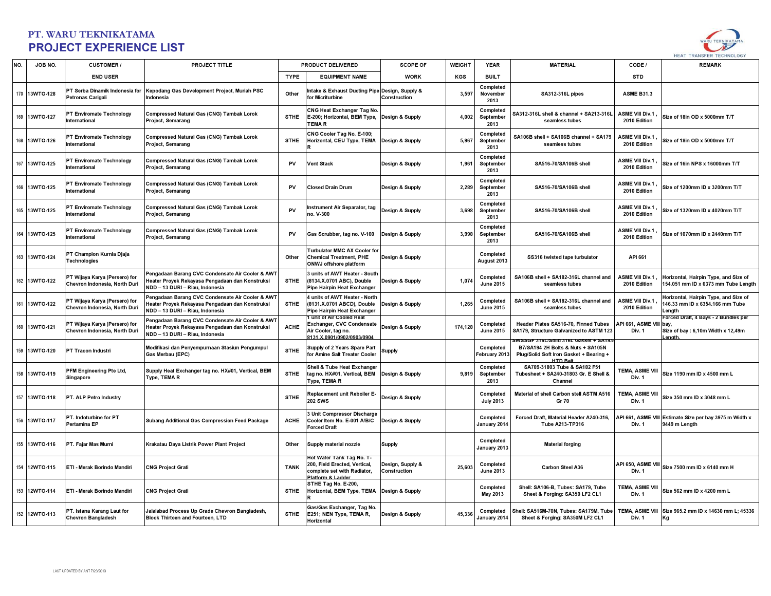# PT. WARU TEKNIKATAMA
## PROJECT EXPERIENCE LIST

| NO. | JOB NO. | CUSTOMER / END USER | PROJECT TITLE | PRODUCT DELIVERED | | SCOPE OF WORK | WEIGHT KGS | YEAR BUILT | MATERIAL | CODE / STD | REMARK |
|---|---|---|---|---|---|---|---|---|---|---|---|
| | | | | TYPE | EQUIPMENT NAME | | | | | | |
| 170 | 13WTO-128 | PT Serba Dinamik Indonesia for Petronas Carigali | Kepodang Gas Development Project, Muriah PSC Indonesia | Other | Intake & Exhaust Ducting Pipe for Micriturbine | Design, Supply & Construction | 3,597 | Completed November 2013 | SA312-316L pipes | ASME B31.3 | |
| 169 | 13WTO-127 | PT Enviromate Technology International | Compressed Natural Gas (CNG) Tambak Lorok Project, Semarang | STHE | CNG Heat Exchanger Tag No. E-200; Horizontal, BEM Type, TEMA R | Design & Supply | 4,002 | Completed September 2013 | SA312-316L shell & channel + SA213-316L seamless tubes | ASME VIII Div.1 , 2010 Edition | Size of 18in OD x 5000mm T/T |
| 168 | 13WTO-126 | PT Enviromate Technology International | Compressed Natural Gas (CNG) Tambak Lorok Project, Semarang | STHE | CNG Cooler Tag No. E-100; Horizontal, CEU Type, TEMA R | Design & Supply | 5,967 | Completed September 2013 | SA106B shell + SA106B channel + SA179 seamless tubes | ASME VIII Div.1 , 2010 Edition | Size of 18in OD x 5000mm T/T |
| 167 | 13WTO-125 | PT Enviromate Technology International | Compressed Natural Gas (CNG) Tambak Lorok Project, Semarang | PV | Vent Stack | Design & Supply | 1,961 | Completed September 2013 | SA516-70/SA106B shell | ASME VIII Div.1 , 2010 Edition | Size of 16in NPS x 16000mm T/T |
| 166 | 13WTO-125 | PT Enviromate Technology International | Compressed Natural Gas (CNG) Tambak Lorok Project, Semarang | PV | Closed Drain Drum | Design & Supply | 2,289 | Completed September 2013 | SA516-70/SA106B shell | ASME VIII Div.1 , 2010 Edition | Size of 1200mm ID x 3200mm T/T |
| 165 | 13WTO-125 | PT Enviromate Technology International | Compressed Natural Gas (CNG) Tambak Lorok Project, Semarang | PV | Instrument Air Separator, tag no. V-300 | Design & Supply | 3,698 | Completed September 2013 | SA516-70/SA106B shell | ASME VIII Div.1 , 2010 Edition | Size of 1320mm ID x 4020mm T/T |
| 164 | 13WTO-125 | PT Enviromate Technology International | Compressed Natural Gas (CNG) Tambak Lorok Project, Semarang | PV | Gas Scrubber, tag no. V-100 | Design & Supply | 3,998 | Completed September 2013 | SA516-70/SA106B shell | ASME VIII Div.1 , 2010 Edition | Size of 1070mm ID x 2440mm T/T |
| 163 | 13WTO-124 | PT Champion Kurnia Djaja Technologies | | Other | Turbulator MMC AX Cooler for Chemical Treatment, PHE ONWJ offshore platform | Design & Supply | | Completed August 2013 | SS316 twisted tape turbulator | API 661 | |
| 162 | 13WTO-122 | PT Wijaya Karya (Persero) for Chevron Indonesia, North Duri | Pengadaan Barang CVC Condensate Air Cooler & AWT Heater Proyek Rekayasa Pengadaan dan Konstruksi NDD – 13 DURI – Riau, Indonesia | STHE | 3 units of AWT Heater - South (8134.X.0701 ABC), Double Pipe Hairpin Heat Exchanger | Design & Supply | 1,074 | Completed June 2015 | SA106B shell + SA182-316L channel and seamless tubes | ASME VIII Div.1 , 2010 Edition | Horizontal, Hairpin Type, and Size of 154.051 mm ID x 6373 mm Tube Length |
| 161 | 13WTO-122 | PT Wijaya Karya (Persero) for Chevron Indonesia, North Duri | Pengadaan Barang CVC Condensate Air Cooler & AWT Heater Proyek Rekayasa Pengadaan dan Konstruksi NDD – 13 DURI – Riau, Indonesia | STHE | 4 units of AWT Heater - North (8131.X.0701 ABCD), Double Pipe Hairpin Heat Exchanger | Design & Supply | 1,265 | Completed June 2015 | SA106B shell + SA182-316L channel and seamless tubes | ASME VIII Div.1 , 2010 Edition | Horizontal, Hairpin Type, and Size of 146.33 mm ID x 6354.166 mm Tube Length |
| 160 | 13WTO-121 | PT Wijaya Karya (Persero) for Chevron Indonesia, North Duri | Pengadaan Barang CVC Condensate Air Cooler & AWT Heater Proyek Rekayasa Pengadaan dan Konstruksi NDD – 13 DURI – Riau, Indonesia | ACHE | 1 unit of Air Cooled Heat Exchanger, CVC Condensate Air Cooler, tag no. 8131.X.0901/0902/0903/0904 | Design & Supply | 174,128 | Completed June 2015 | Header Plates SA516-70, Finned Tubes SA179, Structure Galvanized to ASTM 123 | API 661, ASME VIII Div. 1 | Forced Draft, 4 Bays - 2 Bundles per bay, Size of bay : 6,10m Width x 12,49m Length. |
| 159 | 13WTO-120 | PT Tracon Industri | Modifikasi dan Penyempurnaan Stasiun Pengumpul Gas Merbau (EPC) | STHE | Supply of 2 Years Spare Part for Amine Salt Treater Cooler | Supply | | Completed February 2013 | SWSSGF 316L/Solid 316L Gasket + SA193-B7/SA194 2H Bolts & Nuts + SA105N Plug/Solid Soft Iron Gasket + Bearing + HTD Belt | | |
| 158 | 13WTO-119 | PFM Engineering Pte Ltd, Singapore | Supply Heat Exchanger tag no. HX#01, Vertical, BEM Type, TEMA R | STHE | Shell & Tube Heat Exchanger tag no. HX#01, Vertical, BEM Type, TEMA R | Design & Supply | 9,819 | Completed September 2013 | SA789-31803 Tube & SA182 F51 Tubesheet + SA240-31803 Gr. E Shell & Channel | TEMA, ASME VIII Div. 1 | Size 1190 mm ID x 4500 mm L |
| 157 | 13WTO-118 | PT. ALP Petro Industry | | STHE | Replacement unit Reboiler E-202 SWS | Design & Supply | | Completed July 2013 | Material of shell Carbon stell ASTM A516 Gr 70 | TEMA, ASME VIII Div. 1 | Size 350 mm ID x 3048 mm L |
| 156 | 13WTO-117 | PT. Indoturbine for PT Pertamina EP | Subang Additional Gas Compression Feed Package | ACHE | 3 Unit Compressor Discharge Cooler Item No. E-001 A/B/C Forced Draft | Design & Supply | | Completed January 2014 | Forced Draft, Material Header A240-316, Tube A213-TP316 | API 661, ASME VIII Div. 1 | Estimate Size per bay 3975 m Width x 9449 m Length |
| 155 | 13WTO-116 | PT. Fajar Mas Murni | Krakatau Daya Listrik Power Plant Project | Other | Supply material nozzle | Supply | | Completed January 2013 | Material forging | | |
| 154 | 12WTO-115 | ETI - Merak Borindo Mandiri | CNG Project Grati | TANK | Hot Water Tank Tag No. T-200, Field Erected, Vertical, complete set with Radiator, Platform & Ladder | Design, Supply & Construction | 25,603 | Completed June 2013 | Carbon Steel A36 | API 650, ASME VIII Div. 1 | Size 7500 mm ID x 6140 mm H |
| 153 | 12WTO-114 | ETI - Merak Borindo Mandiri | CNG Project Grati | STHE | STHE Tag No. E-200, Horizontal, BEM Type, TEMA R | Design & Supply | | Completed May 2013 | Shell: SA106-B, Tubes: SA179, Tube Sheet & Forging: SA350 LF2 CL1 | TEMA, ASME VIII Div. 1 | Size 562 mm ID x 4200 mm L |
| 152 | 12WTO-113 | PT. Istana Karang Laut for Chevron Bangladesh | Jalalabad Process Up Grade Chevron Bangladesh, Block Thirteen and Fourteen, LTD | STHE | Gas/Gas Exchanger, Tag No. E251; NEN Type, TEMA R, Horizontal | Design & Supply | 45,336 | Completed January 2014 | Shell: SA516M-70N, Tubes: SA179M, Tube Sheet & Forging: SA350M LF2 CL1 | TEMA, ASME VIII Div. 1 | Size 965.2 mm ID x 14630 mm L; 45336 Kg |

LAST UPDATED BY ANT 7/23/2019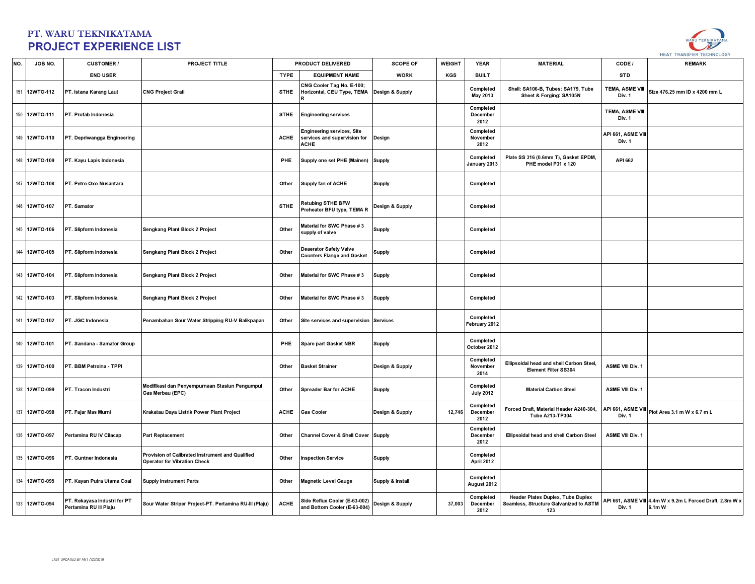# PT. WARU TEKNIKATAMA

## PROJECT EXPERIENCE LIST

| NO. | JOB NO. | CUSTOMER / | PROJECT TITLE | PRODUCT DELIVERED | | SCOPE OF | WEIGHT | YEAR | MATERIAL | CODE / | REMARK |
|---|---|---|---|---|---|---|---|---|---|---|---|
| | | END USER | | TYPE | EQUIPMENT NAME | WORK | KGS | BUILT | | STD | |
| 151 | 12WTO-112 | PT. Istana Karang Laut | CNG Project Grati | STHE | CNG Cooler Tag No. E-100; Horizontal, CEU Type, TEMA R | Design & Supply | | Completed May 2013 | Shell: SA106-B, Tubes: SA179, Tube Sheet & Forging: SA105N | TEMA, ASME VIII Div. 1 | Size 476.25 mm ID x 4200 mm L |
| 150 | 12WTO-111 | PT. Profab Indonesia | | STHE | Engineering services | | | Completed December 2012 | | TEMA, ASME VIII Div. 1 | |
| 149 | 12WTO-110 | PT. Depriwangga Engineering | | ACHE | Engineering services, Site services and supervision for ACHE | Design | | Completed November 2012 | | API 661, ASME VIII Div. 1 | |
| 148 | 12WTO-109 | PT. Kayu Lapis Indonesia | | PHE | Supply one set PHE (Mainen) | Supply | | Completed January 2013 | Plate SS 316 (0.6mm T), Gasket EPDM, PHE model P31 x 120 | API 662 | |
| 147 | 12WTO-108 | PT. Petro Oxo Nusantara | | Other | Supply fan of ACHE | Supply | | Completed | | | |
| 146 | 12WTO-107 | PT. Samator | | STHE | Retubing STHE BFW Preheater BFU type, TEMA R | Design & Supply | | Completed | | | |
| 145 | 12WTO-106 | PT. Slipform Indonesia | Sengkang Plant Block 2 Project | Other | Material for SWC Phase # 3 supply of valve | Supply | | Completed | | | |
| 144 | 12WTO-105 | PT. Slipform Indonesia | Sengkang Plant Block 2 Project | Other | Deaerator Safety Valve Counters Flange and Gasket | Supply | | Completed | | | |
| 143 | 12WTO-104 | PT. Slipform Indonesia | Sengkang Plant Block 2 Project | Other | Material for SWC Phase # 3 | Supply | | Completed | | | |
| 142 | 12WTO-103 | PT. Slipform Indonesia | Sengkang Plant Block 2 Project | Other | Material for SWC Phase # 3 | Supply | | Completed | | | |
| 141 | 12WTO-102 | PT. JGC Indonesia | Penambahan Sour Water Stripping RU-V Balikpapan | Other | Site services and supervision | Services | | Completed February 2012 | | | |
| 140 | 12WTO-101 | PT. Sandana - Samator Group | | PHE | Spare part Gasket NBR | Supply | | Completed October 2012 | | | |
| 139 | 12WTO-100 | PT. BBM Petroina - TPPI | | Other | Basket Strainer | Design & Supply | | Completed November 2014 | Ellipsoidal head and shell Carbon Steel, Element Filter SS304 | ASME VIII Div. 1 | |
| 138 | 12WTO-099 | PT. Tracon Industri | Modifikasi dan Penyempurnaan Stasiun Pengumpul Gas Merbau (EPC) | Other | Spreader Bar for ACHE | Supply | | Completed July 2012 | Material Carbon Steel | ASME VIII Div. 1 | |
| 137 | 12WTO-098 | PT. Fajar Mas Murni | Krakatau Daya Listrik Power Plant Project | ACHE | Gas Cooler | Design & Supply | 12,746 | Completed December 2012 | Forced Draft, Material Header A240-304, Tube A213-TP304 | API 661, ASME VIII Div. 1 | Plot Area 3.1 m W x 6.7 m L |
| 136 | 12WTO-097 | Pertamina RU IV Cilacap | Part Replacement | Other | Channel Cover & Shell Cover | Supply | | Completed December 2012 | Ellipsoidal head and shell Carbon Steel | ASME VIII Div. 1 | |
| 135 | 12WTO-096 | PT. Guntner Indonesia | Provision of Calibrated Instrument and Qualified Operator for Vibration Check | Other | Inspection Service | Supply | | Completed April 2012 | | | |
| 134 | 12WTO-095 | PT. Kayan Putra Utama Coal | Supply Instrument Parts | Other | Magnetic Level Gauge | Supply & Install | | Completed August 2012 | | | |
| 133 | 12WTO-094 | PT. Rekayasa Industri for PT Pertamina RU III Plaju | Sour Water Striper Project-PT. Pertamina RU-III (Plaju) | ACHE | Side Reflux Cooler (E-63-002) and Bottom Cooler (E-63-004) | Design & Supply | 37,003 | Completed December 2012 | Header Plates Duplex, Tube Duplex Seamless, Structure Galvanized to ASTM 123 | API 661, ASME VIII Div. 1 | 4.4m W x 9.2m L Forced Draft, 2.8m W x 6.1m W |

LAST UPDATED BY ANT 7/23/2019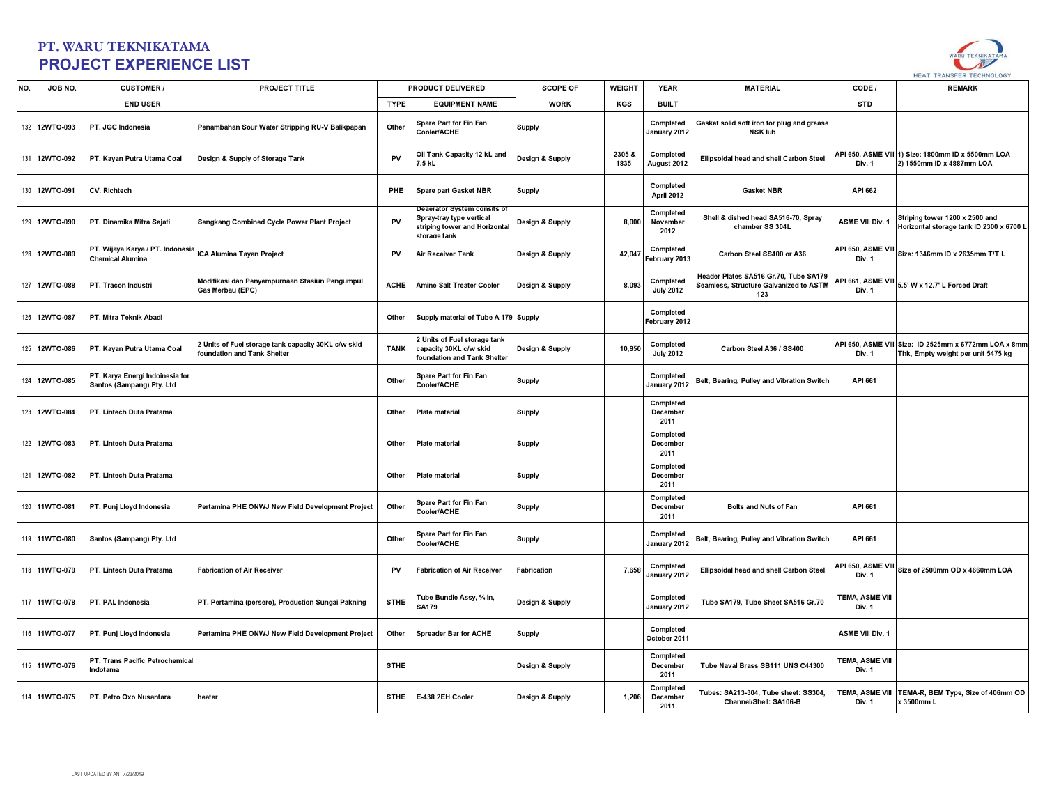# PT. WARU TEKNIKATAMA

## PROJECT EXPERIENCE LIST

| NO. | JOB NO. | CUSTOMER / | PROJECT TITLE | PRODUCT DELIVERED | | SCOPE OF | WEIGHT | YEAR | MATERIAL | CODE / | REMARK |
|---|---|---|---|---|---|---|---|---|---|---|---|
| | | END USER | | TYPE | EQUIPMENT NAME | WORK | KGS | BUILT | | STD | |
| 132 | 12WTO-093 | PT. JGC Indonesia | Penambahan Sour Water Stripping RU-V Balikpapan | Other | Spare Part for Fin Fan Cooler/ACHE | Supply | | Completed January 2012 | Gasket solid soft iron for plug and grease NSK lub | | |
| 131 | 12WTO-092 | PT. Kayan Putra Utama Coal | Design & Supply of Storage Tank | PV | Oil Tank Capasity 12 kL and 7.5 kL | Design & Supply | 2305 & 1835 | Completed August 2012 | Ellipsoidal head and shell Carbon Steel | API 650, ASME VIII Div. 1 | 1) Size: 1800mm ID x 5500mm LOA 2) 1550mm ID x 4887mm LOA |
| 130 | 12WTO-091 | CV. Richtech | | PHE | Spare part Gasket NBR | Supply | | Completed April 2012 | Gasket NBR | API 662 | |
| 129 | 12WTO-090 | PT. Dinamika Mitra Sejati | Sengkang Combined Cycle Power Plant Project | PV | Deaerator System consits of Spray-tray type vertical striping tower and Horizontal storage tank | Design & Supply | 8,000 | Completed November 2012 | Shell & dished head SA516-70, Spray chamber SS 304L | ASME VIII Div. 1 | Striping tower 1200 x 2500 and Horizontal storage tank ID 2300 x 6700 L |
| 128 | 12WTO-089 | PT. Wijaya Karya / PT. Indonesia Chemical Alumina | ICA Alumina Tayan Project | PV | Air Receiver Tank | Design & Supply | 42,047 | Completed February 2013 | Carbon Steel SS400 or A36 | API 650, ASME VIII Div. 1 | Size: 1346mm ID x 2635mm T/T L |
| 127 | 12WTO-088 | PT. Tracon Industri | Modifikasi dan Penyempurnaan Stasiun Pengumpul Gas Merbau (EPC) | ACHE | Amine Salt Treater Cooler | Design & Supply | 8,093 | Completed July 2012 | Header Plates SA516 Gr.70, Tube SA179 Seamless, Structure Galvanized to ASTM 123 | API 661, ASME VIII Div. 1 | 5.5' W x 12.7' L Forced Draft |
| 126 | 12WTO-087 | PT. Mitra Teknik Abadi | | Other | Supply material of Tube A 179 | Supply | | Completed February 2012 | | | |
| 125 | 12WTO-086 | PT. Kayan Putra Utama Coal | 2 Units of Fuel storage tank capacity 30KL c/w skid foundation and Tank Shelter | TANK | 2 Units of Fuel storage tank capacity 30KL c/w skid foundation and Tank Shelter | Design & Supply | 10,950 | Completed July 2012 | Carbon Steel A36 / SS400 | API 650, ASME VIII Div. 1 | Size: ID 2525mm x 6772mm LOA x 8mm Thk, Empty weight per unit 5475 kg |
| 124 | 12WTO-085 | PT. Karya Energi Indoinesia for Santos (Sampang) Pty. Ltd | | Other | Spare Part for Fin Fan Cooler/ACHE | Supply | | Completed January 2012 | Belt, Bearing, Pulley and Vibration Switch | API 661 | |
| 123 | 12WTO-084 | PT. Lintech Duta Pratama | | Other | Plate material | Supply | | Completed December 2011 | | | |
| 122 | 12WTO-083 | PT. Lintech Duta Pratama | | Other | Plate material | Supply | | Completed December 2011 | | | |
| 121 | 12WTO-082 | PT. Lintech Duta Pratama | | Other | Plate material | Supply | | Completed December 2011 | | | |
| 120 | 11WTO-081 | PT. Punj Lloyd Indonesia | Pertamina PHE ONWJ New Field Development Project | Other | Spare Part for Fin Fan Cooler/ACHE | Supply | | Completed December 2011 | Bolts and Nuts of Fan | API 661 | |
| 119 | 11WTO-080 | Santos (Sampang) Pty. Ltd | | Other | Spare Part for Fin Fan Cooler/ACHE | Supply | | Completed January 2012 | Belt, Bearing, Pulley and Vibration Switch | API 661 | |
| 118 | 11WTO-079 | PT. Lintech Duta Pratama | Fabrication of Air Receiver | PV | Fabrication of Air Receiver | Fabrication | 7,658 | Completed January 2012 | Ellipsoidal head and shell Carbon Steel | API 650, ASME VIII Div. 1 | Size of 2500mm OD x 4660mm LOA |
| 117 | 11WTO-078 | PT. PAL Indonesia | PT. Pertamina (persero), Production Sungai Pakning | STHE | Tube Bundle Assy, ¾ In, SA179 | Design & Supply | | Completed January 2012 | Tube SA179, Tube Sheet SA516 Gr.70 | TEMA, ASME VIII Div. 1 | |
| 116 | 11WTO-077 | PT. Punj Lloyd Indonesia | Pertamina PHE ONWJ New Field Development Project | Other | Spreader Bar for ACHE | Supply | | Completed October 2011 | | ASME VIII Div. 1 | |
| 115 | 11WTO-076 | PT. Trans Pacific Petrochemical Indotama | | STHE | | Design & Supply | | Completed December 2011 | Tube Naval Brass SB111 UNS C44300 | TEMA, ASME VIII Div. 1 | |
| 114 | 11WTO-075 | PT. Petro Oxo Nusantara | heater | STHE | E-438 2EH Cooler | Design & Supply | 1,206 | Completed December 2011 | Tubes: SA213-304, Tube sheet: SS304, Channel/Shell: SA106-B | TEMA, ASME VIII Div. 1 | TEMA-R, BEM Type, Size of 406mm OD x 3500mm L |

LAST UPDATED BY ANT 7/23/2019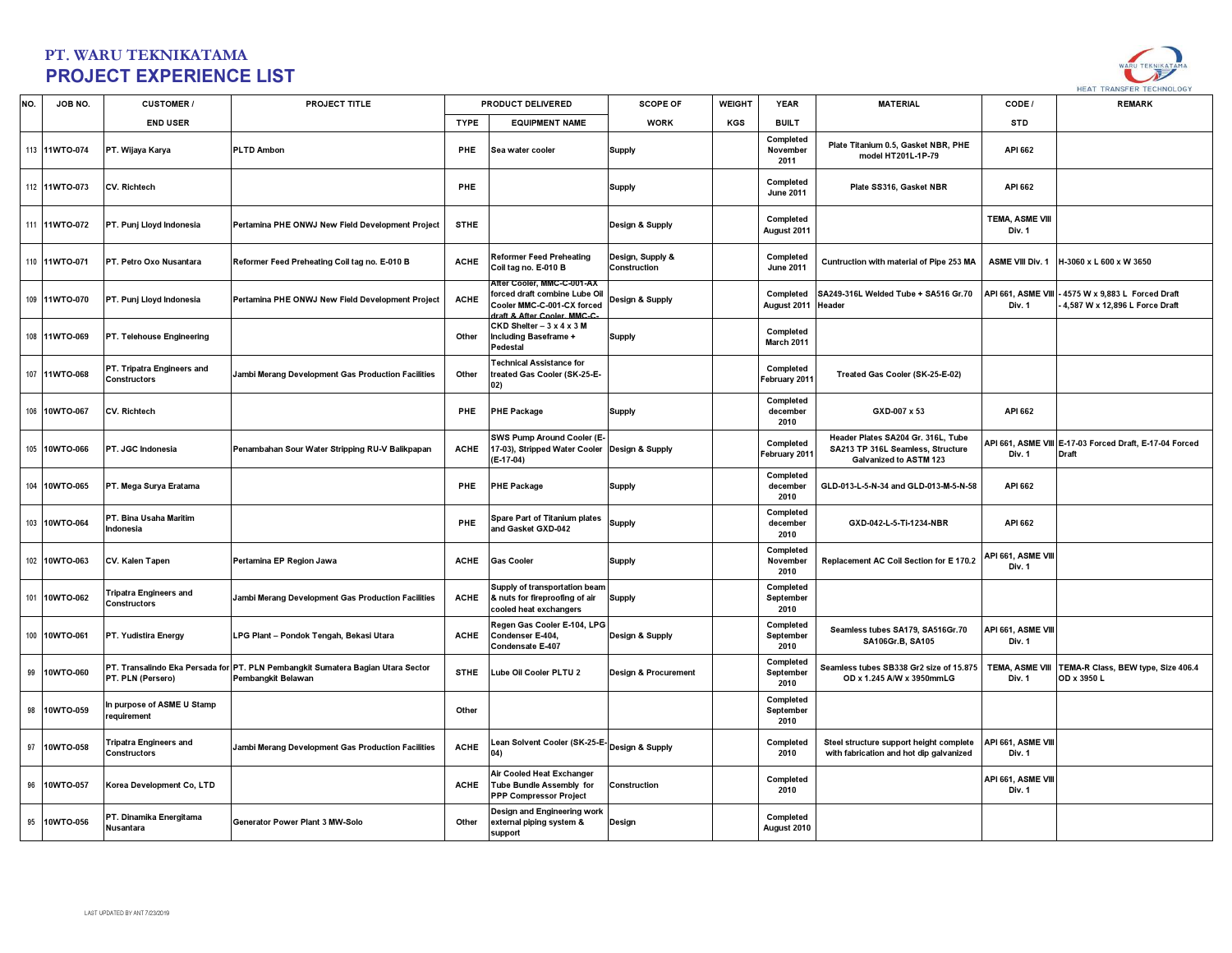**PT. WARU TEKNIKATAMA**

## PROJECT EXPERIENCE LIST

| NO. | JOB NO. | CUSTOMER / | PROJECT TITLE | PRODUCT DELIVERED | | SCOPE OF | WEIGHT | YEAR | MATERIAL | CODE / | REMARK |
|---|---|---|---|---|---|---|---|---|---|---|---|
| | | END USER | | TYPE | EQUIPMENT NAME | WORK | KGS | BUILT | | STD | |
| 113 | 11WTO-074 | PT. Wijaya Karya | PLTD Ambon | PHE | Sea water cooler | Supply | | Completed November 2011 | Plate Titanium 0.5, Gasket NBR, PHE model HT201L-1P-79 | API 662 | |
| 112 | 11WTO-073 | CV. Richtech | | PHE | | Supply | | Completed June 2011 | Plate SS316, Gasket NBR | API 662 | |
| 111 | 11WTO-072 | PT. Punj Lloyd Indonesia | Pertamina PHE ONWJ New Field Development Project | STHE | | Design & Supply | | Completed August 2011 | | TEMA, ASME VIII Div. 1 | |
| 110 | 11WTO-071 | PT. Petro Oxo Nusantara | Reformer Feed Preheating Coil tag no. E-010 B | ACHE | Reformer Feed Preheating Coil tag no. E-010 B | Design, Supply & Construction | | Completed June 2011 | Cuntruction with material of Pipe 253 MA | ASME VIII Div. 1 | H-3060 x L 600 x W 3650 |
| 109 | 11WTO-070 | PT. Punj Lloyd Indonesia | Pertamina PHE ONWJ New Field Development Project | ACHE | After Cooler, MMC-C-001-AX forced draft combine Lube Oil Cooler MMC-C-001-CX forced draft & After Cooler, MMC-C- | Design & Supply | | Completed August 2011 | SA249-316L Welded Tube + SA516 Gr.70 Header | API 661, ASME VIII Div. 1 | - 4575 W x 9,883 L Forced Draft - 4,587 W x 12,896 L Force Draft |
| 108 | 11WTO-069 | PT. Telehouse Engineering | | Other | CKD Shelter – 3 x 4 x 3 M Including Baseframe + Pedestal | Supply | | Completed March 2011 | | | |
| 107 | 11WTO-068 | PT. Tripatra Engineers and Constructors | Jambi Merang Development Gas Production Facilities | Other | Technical Assistance for treated Gas Cooler (SK-25-E-02) | | | Completed February 2011 | Treated Gas Cooler (SK-25-E-02) | | |
| 106 | 10WTO-067 | CV. Richtech | | PHE | PHE Package | Supply | | Completed december 2010 | GXD-007 x 53 | API 662 | |
| 105 | 10WTO-066 | PT. JGC Indonesia | Penambahan Sour Water Stripping RU-V Balikpapan | ACHE | SWS Pump Around Cooler (E-17-03), Stripped Water Cooler (E-17-04) | Design & Supply | | Completed February 2011 | Header Plates SA204 Gr. 316L, Tube SA213 TP 316L Seamless, Structure Galvanized to ASTM 123 | API 661, ASME VIII Div. 1 | E-17-03 Forced Draft, E-17-04 Forced Draft |
| 104 | 10WTO-065 | PT. Mega Surya Eratama | | PHE | PHE Package | Supply | | Completed december 2010 | GLD-013-L-5-N-34 and GLD-013-M-5-N-58 | API 662 | |
| 103 | 10WTO-064 | PT. Bina Usaha Maritim Indonesia | | PHE | Spare Part of Titanium plates and Gasket GXD-042 | Supply | | Completed december 2010 | GXD-042-L-5-Ti-1234-NBR | API 662 | |
| 102 | 10WTO-063 | CV. Kalen Tapen | Pertamina EP Region Jawa | ACHE | Gas Cooler | Supply | | Completed November 2010 | Replacement AC Coil Section for E 170.2 | API 661, ASME VIII Div. 1 | |
| 101 | 10WTO-062 | Tripatra Engineers and Constructors | Jambi Merang Development Gas Production Facilities | ACHE | Supply of transportation beam & nuts for fireproofing of air cooled heat exchangers | Supply | | Completed September 2010 | | | |
| 100 | 10WTO-061 | PT. Yudistira Energy | LPG Plant – Pondok Tengah, Bekasi Utara | ACHE | Regen Gas Cooler E-104, LPG Condenser E-404, Condensate E-407 | Design & Supply | | Completed September 2010 | Seamless tubes SA179, SA516Gr.70 SA106Gr.B, SA105 | API 661, ASME VIII Div. 1 | |
| 99 | 10WTO-060 | PT. Transalindo Eka Persada for PT. PLN (Persero) | PT. PLN Pembangkit Sumatera Bagian Utara Sector Pembangkit Belawan | STHE | Lube Oil Cooler PLTU 2 | Design & Procurement | | Completed September 2010 | Seamless tubes SB338 Gr2 size of 15.875 OD x 1.245 A/W x 3950mmLG | TEMA, ASME VIII Div. 1 | TEMA-R Class, BEW type, Size 406.4 OD x 3950 L |
| 98 | 10WTO-059 | In purpose of ASME U Stamp requirement | | Other | | | | Completed September 2010 | | | |
| 97 | 10WTO-058 | Tripatra Engineers and Constructors | Jambi Merang Development Gas Production Facilities | ACHE | Lean Solvent Cooler (SK-25-E-04) | Design & Supply | | Completed 2010 | Steel structure support height complete with fabrication and hot dip galvanized | API 661, ASME VIII Div. 1 | |
| 96 | 10WTO-057 | Korea Development Co, LTD | | ACHE | Air Cooled Heat Exchanger Tube Bundle Assembly for PPP Compressor Project | Construction | | Completed 2010 | | API 661, ASME VIII Div. 1 | |
| 95 | 10WTO-056 | PT. Dinamika Energitama Nusantara | Generator Power Plant 3 MW-Solo | Other | Design and Engineering work external piping system & support | Design | | Completed August 2010 | | | |

LAST UPDATED BY ANT 7/23/2019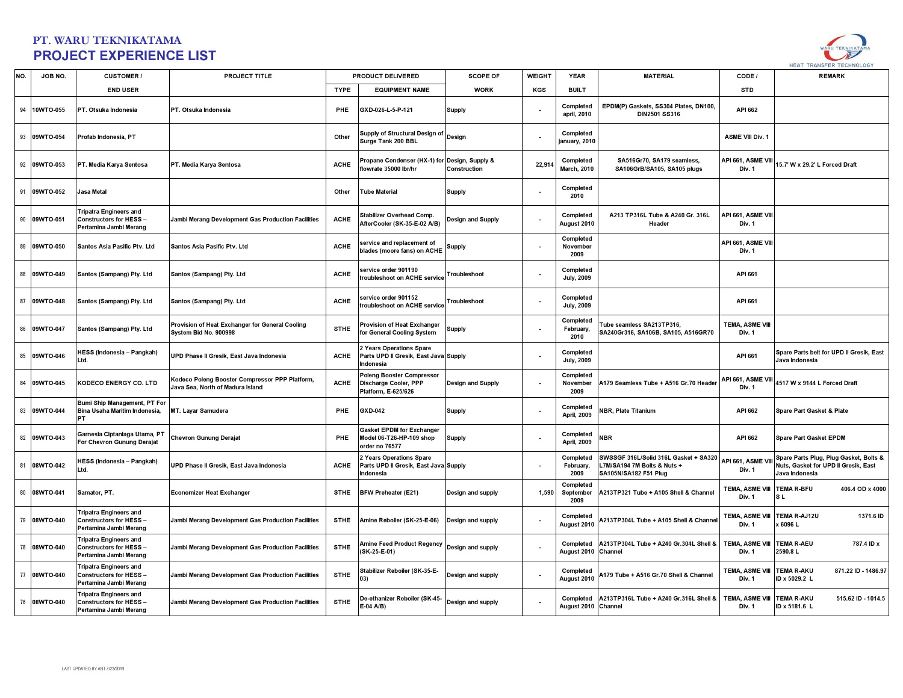# PT. WARU TEKNIKATAMA

## PROJECT EXPERIENCE LIST

| NO. | JOB NO. | CUSTOMER / END USER | PROJECT TITLE | PRODUCT DELIVERED | | SCOPE OF WORK | WEIGHT KGS | YEAR BUILT | MATERIAL | CODE / STD | REMARK |
|---|---|---|---|---|---|---|---|---|---|---|---|
| | | | | TYPE | EQUIPMENT NAME | | | | | | |
| 94 | 10WTO-055 | PT. Otsuka Indonesia | PT. Otsuka Indonesia | PHE | GXD-026-L-5-P-121 | Supply | - | Completed april, 2010 | EPDM(P) Gaskets, SS304 Plates, DN100, DIN2501 SS316 | API 662 | |
| 93 | 09WTO-054 | Profab Indonesia, PT | | Other | Supply of Structural Design of Surge Tank 200 BBL | Design | - | Completed january, 2010 | | ASME VIII Div. 1 | |
| 92 | 09WTO-053 | PT. Media Karya Sentosa | PT. Media Karya Sentosa | ACHE | Propane Condenser (HX-1) for flowrate 35000 lbr/hr | Design, Supply & Construction | 22,914 | Completed March, 2010 | SA516Gr70, SA179 seamless, SA106GrB/SA105, SA105 plugs | API 661, ASME VIII Div. 1 | 15.7' W x 29.2' L Forced Draft |
| 91 | 09WTO-052 | Jasa Metal | | Other | Tube Material | Supply | - | Completed 2010 | | | |
| 90 | 09WTO-051 | Tripatra Engineers and Constructors for HESS – Pertamina Jambi Merang | Jambi Merang Development Gas Production Facilities | ACHE | Stabilizer Overhead Comp. AfterCooler (SK-35-E-02 A/B) | Design and Supply | - | Completed August 2010 | A213 TP316L Tube & A240 Gr. 316L Header | API 661, ASME VIII Div. 1 | |
| 89 | 09WTO-050 | Santos Asia Pasific Ptv. Ltd | Santos Asia Pasific Ptv. Ltd | ACHE | service and replacement of blades (moore fans) on ACHE | Supply | - | Completed November 2009 | | API 661, ASME VIII Div. 1 | |
| 88 | 09WTO-049 | Santos (Sampang) Pty. Ltd | Santos (Sampang) Pty. Ltd | ACHE | service order 901190 troubleshoot on ACHE service | Troubleshoot | - | Completed July, 2009 | | API 661 | |
| 87 | 09WTO-048 | Santos (Sampang) Pty. Ltd | Santos (Sampang) Pty. Ltd | ACHE | service order 901152 troubleshoot on ACHE service | Troubleshoot | - | Completed July, 2009 | | API 661 | |
| 86 | 09WTO-047 | Santos (Sampang) Pty. Ltd | Provision of Heat Exchanger for General Cooling System Bid No. 900998 | STHE | Provision of Heat Exchanger for General Cooling System | Supply | - | Completed February, 2010 | Tube seamless SA213TP316, SA240Gr316, SA106B, SA105, A516GR70 | TEMA, ASME VIII Div. 1 | |
| 85 | 09WTO-046 | HESS (Indonesia – Pangkah) Ltd. | UPD Phase II Gresik, East Java Indonesia | ACHE | 2 Years Operations Spare Parts UPD II Gresik, East Java Indonesia | Supply | - | Completed July, 2009 | | API 661 | Spare Parts belt for UPD II Gresik, East Java Indonesia |
| 84 | 09WTO-045 | KODECO ENERGY CO. LTD | Kodeco Poleng Booster Compressor PPP Platform, Java Sea, North of Madura Island | ACHE | Poleng Booster Compressor Discharge Cooler, PPP Platform, E-625/626 | Design and Supply | - | Completed November 2009 | A179 Seamless Tube + A516 Gr.70 Header | API 661, ASME VIII Div. 1 | 4517 W x 9144 L Forced Draft |
| 83 | 09WTO-044 | Bumi Ship Management, PT For Bina Usaha Maritim Indonesia, PT | MT. Layar Samudera | PHE | GXD-042 | Supply | - | Completed April, 2009 | NBR, Plate Titanium | API 662 | Spare Part Gasket & Plate |
| 82 | 09WTO-043 | Garnesia Ciptaniaga Utama, PT For Chevron Gunung Derajat | Chevron Gunung Derajat | PHE | Gasket EPDM for Exchanger Model 06-T26-HP-109 shop order no 76577 | Supply | - | Completed April, 2009 | NBR | API 662 | Spare Part Gasket EPDM |
| 81 | 08WTO-042 | HESS (Indonesia – Pangkah) Ltd. | UPD Phase II Gresik, East Java Indonesia | ACHE | 2 Years Operations Spare Parts UPD II Gresik, East Java Indonesia | Supply | - | Completed February, 2009 | SWSSGF 316L/Solid 316L Gasket + SA320 L7M/SA194 7M Bolts & Nuts + SA105N/SA182 F51 Plug | API 661, ASME VIII Div. 1 | Spare Parts Plug, Plug Gasket, Bolts & Nuts, Gasket for UPD II Gresik, East Java Indonesia |
| 80 | 08WTO-041 | Samator, PT. | Economizer Heat Exchanger | STHE | BFW Preheater (E21) | Design and supply | 1,590 | Completed September 2009 | A213TP321 Tube + A105 Shell & Channel | TEMA, ASME VIII Div. 1 | TEMA R-BFU 406.4 OD x 4000 S L |
| 79 | 08WTO-040 | Tripatra Engineers and Constructors for HESS – Pertamina Jambi Merang | Jambi Merang Development Gas Production Facilities | STHE | Amine Reboiler (SK-25-E-06) | Design and supply | - | Completed August 2010 | A213TP304L Tube + A105 Shell & Channel | TEMA, ASME VIII Div. 1 | TEMA R-AJ12U 1371.6 ID x 6096 L |
| 78 | 08WTO-040 | Tripatra Engineers and Constructors for HESS – Pertamina Jambi Merang | Jambi Merang Development Gas Production Facilities | STHE | Amine Feed Product Regency (SK-25-E-01) | Design and supply | - | Completed August 2010 | A213TP304L Tube + A240 Gr.304L Shell & Channel | TEMA, ASME VIII Div. 1 | TEMA R-AEU 787.4 ID x 2590.8 L |
| 77 | 08WTO-040 | Tripatra Engineers and Constructors for HESS – Pertamina Jambi Merang | Jambi Merang Development Gas Production Facilities | STHE | Stabilizer Reboiler (SK-35-E-03) | Design and supply | - | Completed August 2010 | A179 Tube + A516 Gr.70 Shell & Channel | TEMA, ASME VIII Div. 1 | TEMA R-AKU 871.22 ID - 1486.97 ID x 5029.2 L |
| 76 | 08WTO-040 | Tripatra Engineers and Constructors for HESS – Pertamina Jambi Merang | Jambi Merang Development Gas Production Facilities | STHE | De-ethanizer Reboiler (SK-45-E-04 A/B) | Design and supply | - | Completed August 2010 | A213TP316L Tube + A240 Gr.316L Shell & Channel | TEMA, ASME VIII Div. 1 | TEMA R-AKU 515.62 ID - 1014.5 ID x 5181.6 L |

LAST UPDATED BY ANT 7/23/2019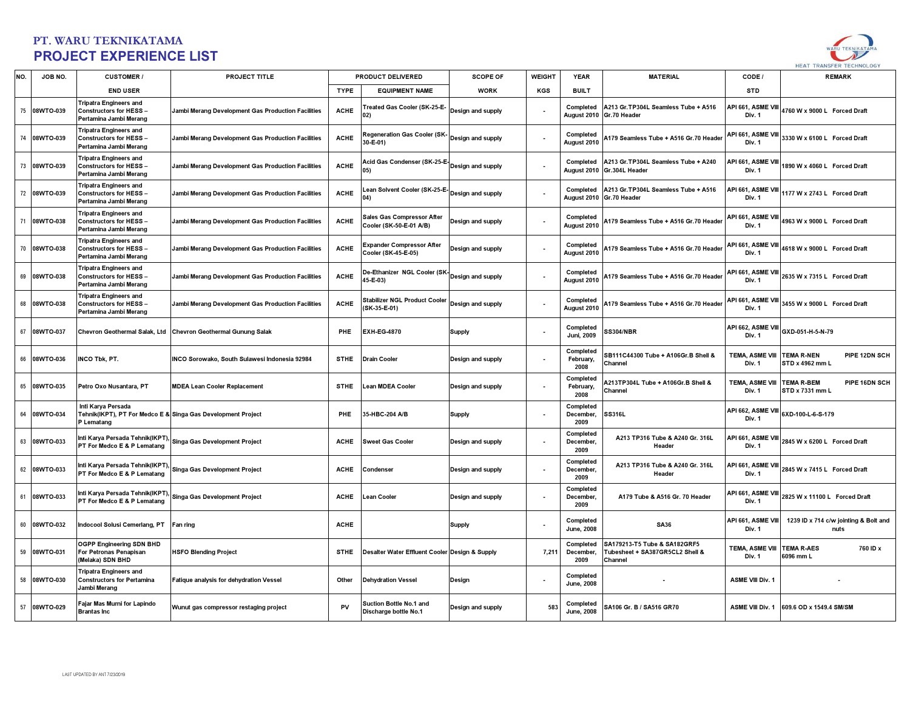# PT. WARU TEKNIKATAMA
# PROJECT EXPERIENCE LIST

| NO. | JOB NO. | CUSTOMER / | PROJECT TITLE | PRODUCT DELIVERED | | SCOPE OF | WEIGHT | YEAR | MATERIAL | CODE / | REMARK |
|---|---|---|---|---|---|---|---|---|---|---|---|
| | | END USER | | TYPE | EQUIPMENT NAME | WORK | KGS | BUILT | | STD | |
| 75 | 08WTO-039 | Tripatra Engineers and Constructors for HESS – Pertamina Jambi Merang | Jambi Merang Development Gas Production Facilities | ACHE | Treated Gas Cooler (SK-25-E-02) | Design and supply | - | Completed August 2010 | A213 Gr.TP304L Seamless Tube + A516 Gr.70 Header | API 661, ASME VIII Div. 1 | 4760 W x 9000 L Forced Draft |
| 74 | 08WTO-039 | Tripatra Engineers and Constructors for HESS – Pertamina Jambi Merang | Jambi Merang Development Gas Production Facilities | ACHE | Regeneration Gas Cooler (SK-30-E-01) | Design and supply | - | Completed August 2010 | A179 Seamless Tube + A516 Gr.70 Header | API 661, ASME VIII Div. 1 | 3330 W x 6100 L Forced Draft |
| 73 | 08WTO-039 | Tripatra Engineers and Constructors for HESS – Pertamina Jambi Merang | Jambi Merang Development Gas Production Facilities | ACHE | Acid Gas Condenser (SK-25-E-05) | Design and supply | - | Completed August 2010 | A213 Gr.TP304L Seamless Tube + A240 Gr.304L Header | API 661, ASME VIII Div. 1 | 1890 W x 4060 L Forced Draft |
| 72 | 08WTO-039 | Tripatra Engineers and Constructors for HESS – Pertamina Jambi Merang | Jambi Merang Development Gas Production Facilities | ACHE | Lean Solvent Cooler (SK-25-E-04) | Design and supply | - | Completed August 2010 | A213 Gr.TP304L Seamless Tube + A516 Gr.70 Header | API 661, ASME VIII Div. 1 | 1177 W x 2743 L Forced Draft |
| 71 | 08WTO-038 | Tripatra Engineers and Constructors for HESS – Pertamina Jambi Merang | Jambi Merang Development Gas Production Facilities | ACHE | Sales Gas Compressor After Cooler (SK-50-E-01 A/B) | Design and supply | - | Completed August 2010 | A179 Seamless Tube + A516 Gr.70 Header | API 661, ASME VIII Div. 1 | 4963 W x 9000 L Forced Draft |
| 70 | 08WTO-038 | Tripatra Engineers and Constructors for HESS – Pertamina Jambi Merang | Jambi Merang Development Gas Production Facilities | ACHE | Expander Compressor After Cooler (SK-45-E-05) | Design and supply | - | Completed August 2010 | A179 Seamless Tube + A516 Gr.70 Header | API 661, ASME VIII Div. 1 | 4618 W x 9000 L Forced Draft |
| 69 | 08WTO-038 | Tripatra Engineers and Constructors for HESS – Pertamina Jambi Merang | Jambi Merang Development Gas Production Facilities | ACHE | De-Ethanizer NGL Cooler (SK-45-E-03) | Design and supply | - | Completed August 2010 | A179 Seamless Tube + A516 Gr.70 Header | API 661, ASME VIII Div. 1 | 2635 W x 7315 L Forced Draft |
| 68 | 08WTO-038 | Tripatra Engineers and Constructors for HESS – Pertamina Jambi Merang | Jambi Merang Development Gas Production Facilities | ACHE | Stabilizer NGL Product Cooler (SK-35-E-01) | Design and supply | - | Completed August 2010 | A179 Seamless Tube + A516 Gr.70 Header | API 661, ASME VIII Div. 1 | 3455 W x 9000 L Forced Draft |
| 67 | 08WTO-037 | Chevron Geothermal Salak, Ltd | Chevron Geothermal Gunung Salak | PHE | EXH-EG-4870 | Supply | - | Completed Juni, 2009 | SS304/NBR | API 662, ASME VIII Div. 1 | GXD-051-H-5-N-79 |
| 66 | 08WTO-036 | INCO Tbk, PT. | INCO Sorowako, South Sulawesi Indonesia 92984 | STHE | Drain Cooler | Design and supply | - | Completed February, 2008 | SB111C44300 Tube + A106Gr.B Shell & Channel | TEMA, ASME VIII Div. 1 | TEMA R-NEN PIPE 12DN SCH STD x 4962 mm L |
| 65 | 08WTO-035 | Petro Oxo Nusantara, PT | MDEA Lean Cooler Replacement | STHE | Lean MDEA Cooler | Design and supply | - | Completed February, 2008 | A213TP304L Tube + A106Gr.B Shell & Channel | TEMA, ASME VIII Div. 1 | TEMA R-BEM PIPE 16DN SCH STD x 7331 mm L |
| 64 | 08WTO-034 | Inti Karya Persada Tehnik(IKPT), PT For Medco E & P Lematang | Singa Gas Development Project | PHE | 35-HBC-204 A/B | Supply | - | Completed December, 2009 | SS316L | API 662, ASME VIII Div. 1 | 6XD-100-L-6-S-179 |
| 63 | 08WTO-033 | Inti Karya Persada Tehnik(IKPT), PT For Medco E & P Lematang | Singa Gas Development Project | ACHE | Sweet Gas Cooler | Design and supply | - | Completed December, 2009 | A213 TP316 Tube & A240 Gr. 316L Header | API 661, ASME VIII Div. 1 | 2845 W x 6200 L Forced Draft |
| 62 | 08WTO-033 | Inti Karya Persada Tehnik(IKPT), PT For Medco E & P Lematang | Singa Gas Development Project | ACHE | Condenser | Design and supply | - | Completed December, 2009 | A213 TP316 Tube & A240 Gr. 316L Header | API 661, ASME VIII Div. 1 | 2845 W x 7415 L Forced Draft |
| 61 | 08WTO-033 | Inti Karya Persada Tehnik(IKPT), PT For Medco E & P Lematang | Singa Gas Development Project | ACHE | Lean Cooler | Design and supply | - | Completed December, 2009 | A179 Tube & A516 Gr. 70 Header | API 661, ASME VIII Div. 1 | 2825 W x 11100 L Forced Draft |
| 60 | 08WTO-032 | Indocool Solusi Cemerlang, PT | Fan ring | ACHE | | Supply | - | Completed June, 2008 | SA36 | API 661, ASME VIII Div. 1 | 1239 ID x 714 c/w jointing & Bolt and nuts |
| 59 | 08WTO-031 | OGPP Engineering SDN BHD For Petronas Penapisan (Melaka) SDN BHD | HSFO Blending Project | STHE | Desalter Water Effluent Cooler | Design & Supply | 7,211 | Completed December, 2009 | SA179213-T5 Tube & SA182GRF5 Tubesheet + SA387GR5CL2 Shell & Channel | TEMA, ASME VIII Div. 1 | TEMA R-AES 760 ID x 6096 mm L |
| 58 | 08WTO-030 | Tripatra Engineers and Constructors for Pertamina Jambi Merang | Fatique analysis for dehydration Vessel | Other | Dehydration Vessel | Design | - | Completed June, 2008 | - | ASME VIII Div. 1 | - |
| 57 | 08WTO-029 | Fajar Mas Murni for Lapindo Brantas Inc | Wunut gas compressor restaging project | PV | Suction Bottle No.1 and Discharge bottle No.1 | Design and supply | 583 | Completed June, 2008 | SA106 Gr. B / SA516 GR70 | ASME VIII Div. 1 | 609.6 OD x 1549.4 SM/SM |

LAST UPDATED BY ANT 7/23/2019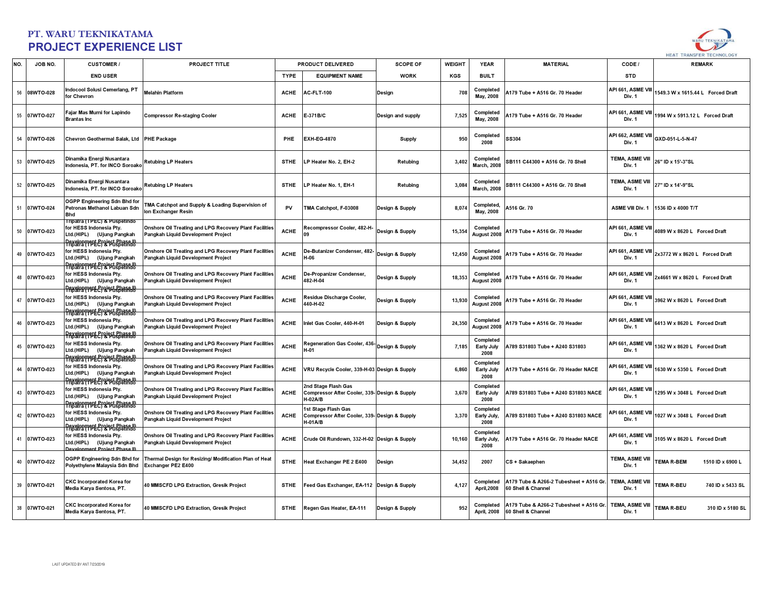# PT. WARU TEKNIKATAMA

## PROJECT EXPERIENCE LIST

| NO. | JOB NO. | CUSTOMER / END USER | PROJECT TITLE | PRODUCT DELIVERED | | SCOPE OF WORK | WEIGHT KGS | YEAR BUILT | MATERIAL | CODE / STD | REMARK |
|---|---|---|---|---|---|---|---|---|---|---|---|
| | | | | TYPE | EQUIPMENT NAME | | | | | | |
| 56 | 08WTO-028 | Indocool Solusi Cemerlang, PT for Chevron | Melahin Platform | ACHE | AC-FLT-100 | Design | 708 | Completed May, 2008 | A179 Tube + A516 Gr. 70 Header | API 661, ASME VIII Div. 1 | 1549.3 W x 1615.44 L Forced Draft |
| 55 | 07WTO-027 | Fajar Mas Murni for Lapindo Brantas Inc | Compressor Re-staging Cooler | ACHE | E-371B/C | Design and supply | 7,525 | Completed May, 2008 | A179 Tube + A516 Gr. 70 Header | API 661, ASME VIII Div. 1 | 1994 W x 5913.12 L Forced Draft |
| 54 | 07WTO-026 | Chevron Geothermal Salak, Ltd | PHE Package | PHE | EXH-EG-4870 | Supply | 950 | Completed 2008 | SS304 | API 662, ASME VIII Div. 1 | GXD-051-L-5-N-47 |
| 53 | 07WTO-025 | Dinamika Energi Nusantara Indonesia, PT. for INCO Soroako | Retubing LP Heaters | STHE | LP Heater No. 2, EH-2 | Retubing | 3,402 | Completed March, 2008 | SB111 C44300 + A516 Gr. 70 Shell | TEMA, ASME VIII Div. 1 | 26" ID x 15'-3"SL |
| 52 | 07WTO-025 | Dinamika Energi Nusantara Indonesia, PT. for INCO Soroako | Retubing LP Heaters | STHE | LP Heater No. 1, EH-1 | Retubing | 3,084 | Completed March, 2008 | SB111 C44300 + A516 Gr. 70 Shell | TEMA, ASME VIII Div. 1 | 27" ID x 14'-9"SL |
| 51 | 07WTO-024 | OGPP Engineering Sdn Bhd for Petronas Methanol Labuan Sdn Bhd | TMA Catchpot and Supply & Loading Supervision of Ion Exchanger Resin | PV | TMA Catchpot, F-03008 | Design & Supply | 8,074 | Completed, May, 2008 | A516 Gr. 70 | ASME VIII Div. 1 | 1536 ID x 4000 T/T |
| 50 | 07WTO-023 | Tripatra (TPEC) & Puspetindo for HESS Indonesia Pty. Ltd.(HIPL) (Ujung Pangkah Development Project Phase II) | Onshore Oil Treating and LPG Recovery Plant Facilities Pangkah Liquid Development Project | ACHE | Recompressor Cooler, 482-H-09 | Design & Supply | 15,354 | Completed August 2008 | A179 Tube + A516 Gr. 70 Header | API 661, ASME VIII Div. 1 | 4089 W x 8620 L Forced Draft |
| 49 | 07WTO-023 | Tripatra (TPEC) & Puspetindo for HESS Indonesia Pty. Ltd.(HIPL) (Ujung Pangkah Development Project Phase II) | Onshore Oil Treating and LPG Recovery Plant Facilities Pangkah Liquid Development Project | ACHE | De-Butanizer Condenser, 482-H-06 | Design & Supply | 12,450 | Completed August 2008 | A179 Tube + A516 Gr. 70 Header | API 661, ASME VIII Div. 1 | 2x3772 W x 8620 L Forced Draft |
| 48 | 07WTO-023 | Tripatra (TPEC) & Puspetindo for HESS Indonesia Pty. Ltd.(HIPL) (Ujung Pangkah Development Project Phase II) | Onshore Oil Treating and LPG Recovery Plant Facilities Pangkah Liquid Development Project | ACHE | De-Propanizer Condenser, 482-H-04 | Design & Supply | 18,353 | Completed August 2008 | A179 Tube + A516 Gr. 70 Header | API 661, ASME VIII Div. 1 | 2x4661 W x 8620 L Forced Draft |
| 47 | 07WTO-023 | Tripatra (TPEC) & Puspetindo for HESS Indonesia Pty. Ltd.(HIPL) (Ujung Pangkah Development Project Phase II) | Onshore Oil Treating and LPG Recovery Plant Facilities Pangkah Liquid Development Project | ACHE | Residue Discharge Cooler, 440-H-02 | Design & Supply | 13,930 | Completed August 2008 | A179 Tube + A516 Gr. 70 Header | API 661, ASME VIII Div. 1 | 3962 W x 8620 L Forced Draft |
| 46 | 07WTO-023 | Tripatra (TPEC) & Puspetindo for HESS Indonesia Pty. Ltd.(HIPL) (Ujung Pangkah Development Project Phase II) | Onshore Oil Treating and LPG Recovery Plant Facilities Pangkah Liquid Development Project | ACHE | Inlet Gas Cooler, 440-H-01 | Design & Supply | 24,350 | Completed August 2008 | A179 Tube + A516 Gr. 70 Header | API 661, ASME VIII Div. 1 | 6413 W x 8620 L Forced Draft |
| 45 | 07WTO-023 | Tripatra (TPEC) & Puspetindo for HESS Indonesia Pty. Ltd.(HIPL) (Ujung Pangkah Development Project Phase II) | Onshore Oil Treating and LPG Recovery Plant Facilities Pangkah Liquid Development Project | ACHE | Regeneration Gas Cooler, 436-H-01 | Design & Supply | 7,185 | Completed Early July 2008 | A789 S31803 Tube + A240 S31803 | API 661, ASME VIII Div. 1 | 1362 W x 8620 L Forced Draft |
| 44 | 07WTO-023 | Tripatra (TPEC) & Puspetindo for HESS Indonesia Pty. Ltd.(HIPL) (Ujung Pangkah Development Project Phase II) | Onshore Oil Treating and LPG Recovery Plant Facilities Pangkah Liquid Development Project | ACHE | VRU Recycle Cooler, 339-H-03 | Design & Supply | 6,860 | Completed Early July 2008 | A179 Tube + A516 Gr. 70 Header NACE | API 661, ASME VIII Div. 1 | 1630 W x 5350 L Forced Draft |
| 43 | 07WTO-023 | Tripatra (TPEC) & Puspetindo for HESS Indonesia Pty. Ltd.(HIPL) (Ujung Pangkah Development Project Phase II) | Onshore Oil Treating and LPG Recovery Plant Facilities Pangkah Liquid Development Project | ACHE | 2nd Stage Flash Gas Compressor After Cooler, 339-H-02A/B | Design & Supply | 3,670 | Completed Early July 2008 | A789 S31803 Tube + A240 S31803 NACE | API 661, ASME VIII Div. 1 | 1295 W x 3048 L Forced Draft |
| 42 | 07WTO-023 | Tripatra (TPEC) & Puspetindo for HESS Indonesia Pty. Ltd.(HIPL) (Ujung Pangkah Development Project Phase II) | Onshore Oil Treating and LPG Recovery Plant Facilities Pangkah Liquid Development Project | ACHE | 1st Stage Flash Gas Compressor After Cooler, 339-H-01A/B | Design & Supply | 3,370 | Completed Early July, 2008 | A789 S31803 Tube + A240 S31803 NACE | API 661, ASME VIII Div. 1 | 1027 W x 3048 L Forced Draft |
| 41 | 07WTO-023 | Tripatra (TPEC) & Puspetindo for HESS Indonesia Pty. Ltd.(HIPL) (Ujung Pangkah Development Project Phase II) | Onshore Oil Treating and LPG Recovery Plant Facilities Pangkah Liquid Development Project | ACHE | Crude Oil Rundown, 332-H-02 | Design & Supply | 10,160 | Completed Early July, 2008 | A179 Tube + A516 Gr. 70 Header NACE | API 661, ASME VIII Div. 1 | 3105 W x 8620 L Forced Draft |
| 40 | 07WTO-022 | OGPP Engineering Sdn Bhd for Polyethylene Malaysia Sdn Bhd | Thermal Design for Resizing/ Modification Plan of Heat Exchanger PE2 E400 | STHE | Heat Exchanger PE 2 E400 | Design | 34,452 | 2007 | CS + Sakaephen | TEMA, ASME VIII Div. 1 | TEMA R-BEM 1510 ID x 6900 L |
| 39 | 07WTO-021 | CKC Incorporated Korea for Media Karya Sentosa, PT. | 40 MMSCFD LPG Extraction, Gresik Project | STHE | Feed Gas Exchanger, EA-112 | Design & Supply | 4,127 | Completed April,2008 | A179 Tube & A266-2 Tubesheet + A516 Gr. 60 Shell & Channel | TEMA, ASME VIII Div. 1 | TEMA R-BEU 740 ID x 5433 SL |
| 38 | 07WTO-021 | CKC Incorporated Korea for Media Karya Sentosa, PT. | 40 MMSCFD LPG Extraction, Gresik Project | STHE | Regen Gas Heater, EA-111 | Design & Supply | 952 | Completed April, 2008 | A179 Tube & A266-2 Tubesheet + A516 Gr. 60 Shell & Channel | TEMA, ASME VIII Div. 1 | TEMA R-BEU 310 ID x 5180 SL |

LAST UPDATED BY ANT 7/23/2019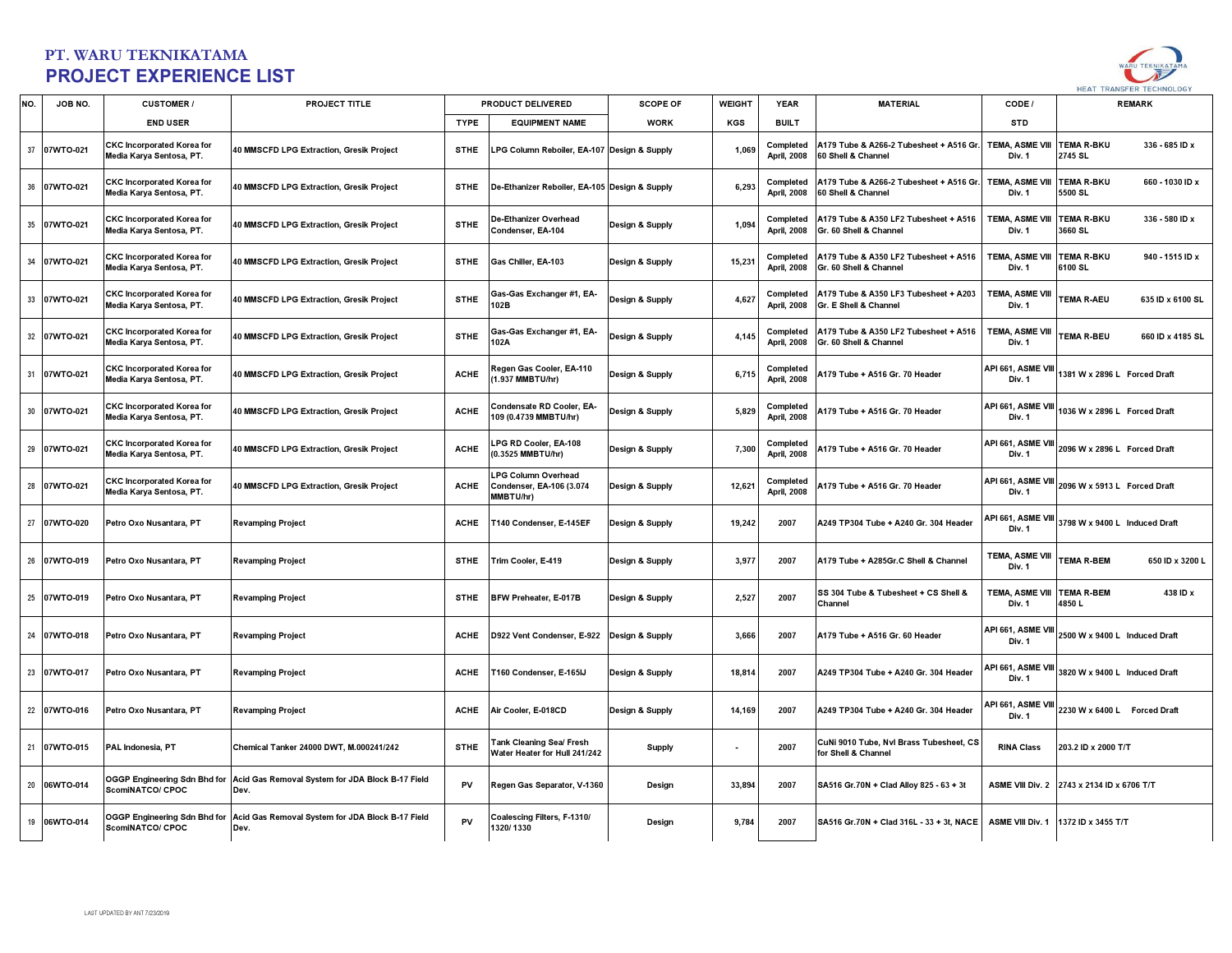# PT. WARU TEKNIKATAMA
## PROJECT EXPERIENCE LIST

| NO. | JOB NO. | CUSTOMER / | PROJECT TITLE | PRODUCT DELIVERED | | SCOPE OF | WEIGHT | YEAR | MATERIAL | CODE / | REMARK |
|---|---|---|---|---|---|---|---|---|---|---|---|
| | | END USER | | TYPE | EQUIPMENT NAME | WORK | KGS | BUILT | | STD | |
| 37 | 07WTO-021 | CKC Incorporated Korea for Media Karya Sentosa, PT. | 40 MMSCFD LPG Extraction, Gresik Project | STHE | LPG Column Reboiler, EA-107 | Design & Supply | 1,069 | Completed April, 2008 | A179 Tube & A266-2 Tubesheet + A516 Gr. 60 Shell & Channel | TEMA, ASME VIII Div. 1 | TEMA R-BKU 336 - 685 ID x 2745 SL |
| 36 | 07WTO-021 | CKC Incorporated Korea for Media Karya Sentosa, PT. | 40 MMSCFD LPG Extraction, Gresik Project | STHE | De-Ethanizer Reboiler, EA-105 | Design & Supply | 6,293 | Completed April, 2008 | A179 Tube & A266-2 Tubesheet + A516 Gr. 60 Shell & Channel | TEMA, ASME VIII Div. 1 | TEMA R-BKU 660 - 1030 ID x 5500 SL |
| 35 | 07WTO-021 | CKC Incorporated Korea for Media Karya Sentosa, PT. | 40 MMSCFD LPG Extraction, Gresik Project | STHE | De-Ethanizer Overhead Condenser, EA-104 | Design & Supply | 1,094 | Completed April, 2008 | A179 Tube & A350 LF2 Tubesheet + A516 Gr. 60 Shell & Channel | TEMA, ASME VIII Div. 1 | TEMA R-BKU 336 - 580 ID x 3660 SL |
| 34 | 07WTO-021 | CKC Incorporated Korea for Media Karya Sentosa, PT. | 40 MMSCFD LPG Extraction, Gresik Project | STHE | Gas Chiller, EA-103 | Design & Supply | 15,231 | Completed April, 2008 | A179 Tube & A350 LF2 Tubesheet + A516 Gr. 60 Shell & Channel | TEMA, ASME VIII Div. 1 | TEMA R-BKU 940 - 1515 ID x 6100 SL |
| 33 | 07WTO-021 | CKC Incorporated Korea for Media Karya Sentosa, PT. | 40 MMSCFD LPG Extraction, Gresik Project | STHE | Gas-Gas Exchanger #1, EA-102B | Design & Supply | 4,627 | Completed April, 2008 | A179 Tube & A350 LF3 Tubesheet + A203 Gr. E Shell & Channel | TEMA, ASME VIII Div. 1 | TEMA R-AEU 635 ID x 6100 SL |
| 32 | 07WTO-021 | CKC Incorporated Korea for Media Karya Sentosa, PT. | 40 MMSCFD LPG Extraction, Gresik Project | STHE | Gas-Gas Exchanger #1, EA-102A | Design & Supply | 4,145 | Completed April, 2008 | A179 Tube & A350 LF2 Tubesheet + A516 Gr. 60 Shell & Channel | TEMA, ASME VIII Div. 1 | TEMA R-BEU 660 ID x 4185 SL |
| 31 | 07WTO-021 | CKC Incorporated Korea for Media Karya Sentosa, PT. | 40 MMSCFD LPG Extraction, Gresik Project | ACHE | Regen Gas Cooler, EA-110 (1.937 MMBTU/hr) | Design & Supply | 6,715 | Completed April, 2008 | A179 Tube + A516 Gr. 70 Header | API 661, ASME VIII Div. 1 | 1381 W x 2896 L Forced Draft |
| 30 | 07WTO-021 | CKC Incorporated Korea for Media Karya Sentosa, PT. | 40 MMSCFD LPG Extraction, Gresik Project | ACHE | Condensate RD Cooler, EA-109 (0.4739 MMBTU/hr) | Design & Supply | 5,829 | Completed April, 2008 | A179 Tube + A516 Gr. 70 Header | API 661, ASME VIII Div. 1 | 1036 W x 2896 L Forced Draft |
| 29 | 07WTO-021 | CKC Incorporated Korea for Media Karya Sentosa, PT. | 40 MMSCFD LPG Extraction, Gresik Project | ACHE | LPG RD Cooler, EA-108 (0.3525 MMBTU/hr) | Design & Supply | 7,300 | Completed April, 2008 | A179 Tube + A516 Gr. 70 Header | API 661, ASME VIII Div. 1 | 2096 W x 2896 L Forced Draft |
| 28 | 07WTO-021 | CKC Incorporated Korea for Media Karya Sentosa, PT. | 40 MMSCFD LPG Extraction, Gresik Project | ACHE | LPG Column Overhead Condenser, EA-106 (3.074 MMBTU/hr) | Design & Supply | 12,621 | Completed April, 2008 | A179 Tube + A516 Gr. 70 Header | API 661, ASME VIII Div. 1 | 2096 W x 5913 L Forced Draft |
| 27 | 07WTO-020 | Petro Oxo Nusantara, PT | Revamping Project | ACHE | T140 Condenser, E-145EF | Design & Supply | 19,242 | 2007 | A249 TP304 Tube + A240 Gr. 304 Header | API 661, ASME VIII Div. 1 | 3798 W x 9400 L Induced Draft |
| 26 | 07WTO-019 | Petro Oxo Nusantara, PT | Revamping Project | STHE | Trim Cooler, E-419 | Design & Supply | 3,977 | 2007 | A179 Tube + A285Gr.C Shell & Channel | TEMA, ASME VIII Div. 1 | TEMA R-BEM 650 ID x 3200 L |
| 25 | 07WTO-019 | Petro Oxo Nusantara, PT | Revamping Project | STHE | BFW Preheater, E-017B | Design & Supply | 2,527 | 2007 | SS 304 Tube & Tubesheet + CS Shell & Channel | TEMA, ASME VIII Div. 1 | TEMA R-BEM 438 ID x 4850 L |
| 24 | 07WTO-018 | Petro Oxo Nusantara, PT | Revamping Project | ACHE | D922 Vent Condenser, E-922 | Design & Supply | 3,666 | 2007 | A179 Tube + A516 Gr. 60 Header | API 661, ASME VIII Div. 1 | 2500 W x 9400 L Induced Draft |
| 23 | 07WTO-017 | Petro Oxo Nusantara, PT | Revamping Project | ACHE | T160 Condenser, E-165IJ | Design & Supply | 18,814 | 2007 | A249 TP304 Tube + A240 Gr. 304 Header | API 661, ASME VIII Div. 1 | 3820 W x 9400 L Induced Draft |
| 22 | 07WTO-016 | Petro Oxo Nusantara, PT | Revamping Project | ACHE | Air Cooler, E-018CD | Design & Supply | 14,169 | 2007 | A249 TP304 Tube + A240 Gr. 304 Header | API 661, ASME VIII Div. 1 | 2230 W x 6400 L Forced Draft |
| 21 | 07WTO-015 | PAL Indonesia, PT | Chemical Tanker 24000 DWT, M.000241/242 | STHE | Tank Cleaning Sea/ Fresh Water Heater for Hull 241/242 | Supply | - | 2007 | CuNi 9010 Tube, Nvl Brass Tubesheet, CS for Shell & Channel | RINA Class | 203.2 ID x 2000 T/T |
| 20 | 06WTO-014 | OGGP Engineering Sdn Bhd for ScomiNATCO/ CPOC | Acid Gas Removal System for JDA Block B-17 Field Dev. | PV | Regen Gas Separator, V-1360 | Design | 33,894 | 2007 | SA516 Gr.70N + Clad Alloy 825 - 63 + 3t | ASME VIII Div. 2 | 2743 x 2134 ID x 6706 T/T |
| 19 | 06WTO-014 | OGGP Engineering Sdn Bhd for ScomiNATCO/ CPOC | Acid Gas Removal System for JDA Block B-17 Field Dev. | PV | Coalescing Filters, F-1310/ 1320/ 1330 | Design | 9,784 | 2007 | SA516 Gr.70N + Clad 316L - 33 + 3t, NACE | ASME VIII Div. 1 | 1372 ID x 3455 T/T |

LAST UPDATED BY ANT 7/23/2019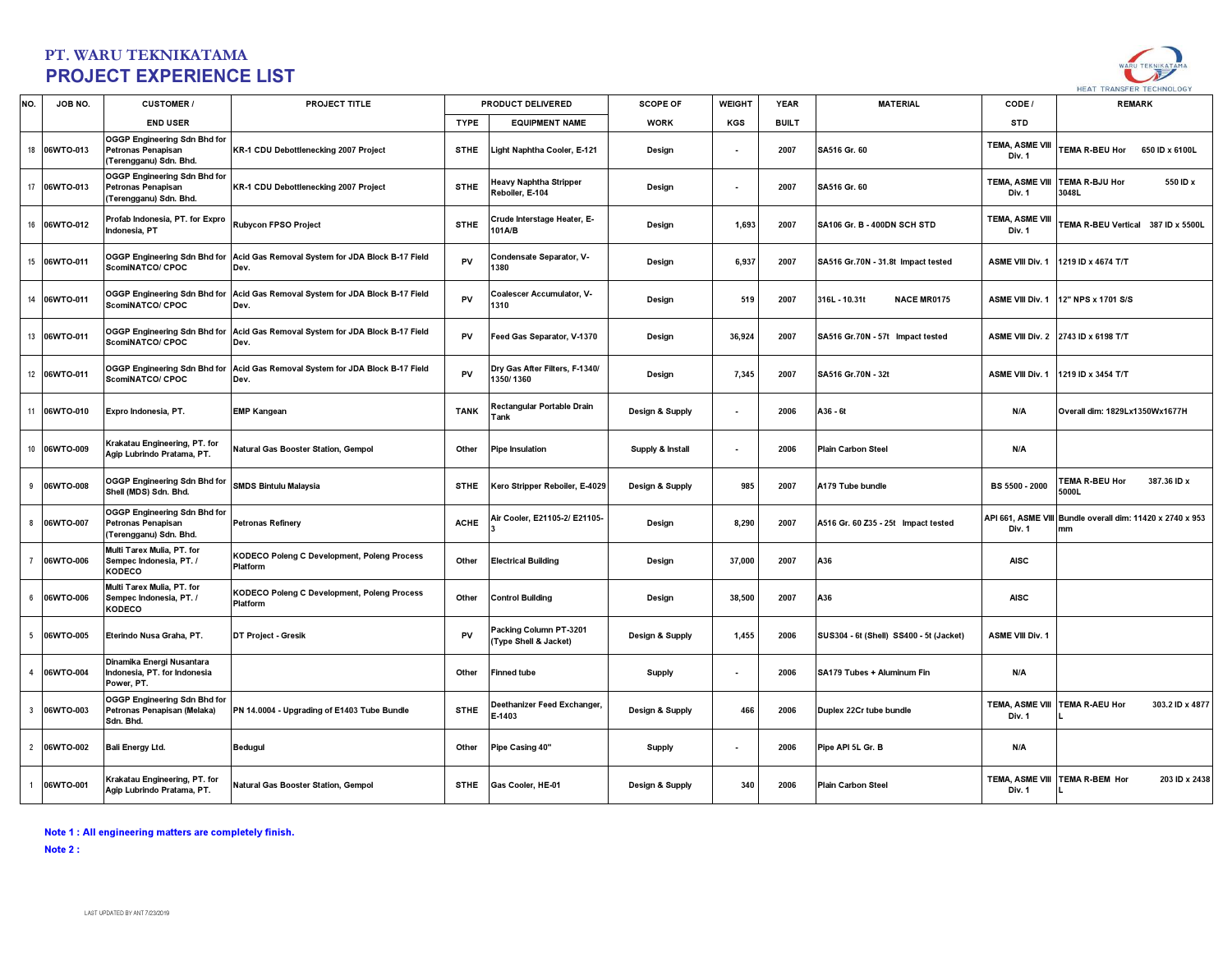# PT. WARU TEKNIKATAMA

## PROJECT EXPERIENCE LIST

| NO. | JOB NO. | CUSTOMER / | PROJECT TITLE | PRODUCT DELIVERED | | SCOPE OF | WEIGHT | YEAR | MATERIAL | CODE / | REMARK |
|---|---|---|---|---|---|---|---|---|---|---|---|
| | | END USER | | TYPE | EQUIPMENT NAME | WORK | KGS | BUILT | | STD | |
| 18 | 06WTO-013 | OGGP Engineering Sdn Bhd for Petronas Penapisan (Terengganu) Sdn. Bhd. | KR-1 CDU Debottlenecking 2007 Project | STHE | Light Naphtha Cooler, E-121 | Design | - | 2007 | SA516 Gr. 60 | TEMA, ASME VIII Div. 1 | TEMA R-BEU Hor 650 ID x 6100L |
| 17 | 06WTO-013 | OGGP Engineering Sdn Bhd for Petronas Penapisan (Terengganu) Sdn. Bhd. | KR-1 CDU Debottlenecking 2007 Project | STHE | Heavy Naphtha Stripper Reboiler, E-104 | Design | - | 2007 | SA516 Gr. 60 | TEMA, ASME VIII Div. 1 | TEMA R-BJU Hor 550 ID x 3048L |
| 16 | 06WTO-012 | Profab Indonesia, PT. for Expro Indonesia, PT | Rubycon FPSO Project | STHE | Crude Interstage Heater, E-101A/B | Design | 1,693 | 2007 | SA106 Gr. B - 400DN SCH STD | TEMA, ASME VIII Div. 1 | TEMA R-BEU Vertical 387 ID x 5500L |
| 15 | 06WTO-011 | OGGP Engineering Sdn Bhd for ScomiNATCO/ CPOC | Acid Gas Removal System for JDA Block B-17 Field Dev. | PV | Condensate Separator, V-1380 | Design | 6,937 | 2007 | SA516 Gr.70N - 31.8t Impact tested | ASME VIII Div. 1 | 1219 ID x 4674 T/T |
| 14 | 06WTO-011 | OGGP Engineering Sdn Bhd for ScomiNATCO/ CPOC | Acid Gas Removal System for JDA Block B-17 Field Dev. | PV | Coalescer Accumulator, V-1310 | Design | 519 | 2007 | 316L - 10.31t NACE MR0175 | ASME VIII Div. 1 | 12" NPS x 1701 S/S |
| 13 | 06WTO-011 | OGGP Engineering Sdn Bhd for ScomiNATCO/ CPOC | Acid Gas Removal System for JDA Block B-17 Field Dev. | PV | Feed Gas Separator, V-1370 | Design | 36,924 | 2007 | SA516 Gr.70N - 57t Impact tested | ASME VIII Div. 2 | 2743 ID x 6198 T/T |
| 12 | 06WTO-011 | OGGP Engineering Sdn Bhd for ScomiNATCO/ CPOC | Acid Gas Removal System for JDA Block B-17 Field Dev. | PV | Dry Gas After Filters, F-1340/ 1350/ 1360 | Design | 7,345 | 2007 | SA516 Gr.70N - 32t | ASME VIII Div. 1 | 1219 ID x 3454 T/T |
| 11 | 06WTO-010 | Expro Indonesia, PT. | EMP Kangean | TANK | Rectangular Portable Drain Tank | Design & Supply | - | 2006 | A36 - 6t | N/A | Overall dim: 1829Lx1350Wx1677H |
| 10 | 06WTO-009 | Krakatau Engineering, PT. for Agip Lubrindo Pratama, PT. | Natural Gas Booster Station, Gempol | Other | Pipe Insulation | Supply & Install | - | 2006 | Plain Carbon Steel | N/A | |
| 9 | 06WTO-008 | OGGP Engineering Sdn Bhd for Shell (MDS) Sdn. Bhd. | SMDS Bintulu Malaysia | STHE | Kero Stripper Reboiler, E-4029 | Design & Supply | 985 | 2007 | A179 Tube bundle | BS 5500 - 2000 | TEMA R-BEU Hor 387.36 ID x 5000L |
| 8 | 06WTO-007 | OGGP Engineering Sdn Bhd for Petronas Penapisan (Terengganu) Sdn. Bhd. | Petronas Refinery | ACHE | Air Cooler, E21105-2/ E21105-3 | Design | 8,290 | 2007 | A516 Gr. 60 Z35 - 25t Impact tested | API 661, ASME VIII Div. 1 | Bundle overall dim: 11420 x 2740 x 953 mm |
| 7 | 06WTO-006 | Multi Tarex Mulia, PT. for Sempec Indonesia, PT. / KODECO | KODECO Poleng C Development, Poleng Process Platform | Other | Electrical Building | Design | 37,000 | 2007 | A36 | AISC | |
| 6 | 06WTO-006 | Multi Tarex Mulia, PT. for Sempec Indonesia, PT. / KODECO | KODECO Poleng C Development, Poleng Process Platform | Other | Control Building | Design | 38,500 | 2007 | A36 | AISC | |
| 5 | 06WTO-005 | Eterindo Nusa Graha, PT. | DT Project - Gresik | PV | Packing Column PT-3201 (Type Shell & Jacket) | Design & Supply | 1,455 | 2006 | SUS304 - 6t (Shell) SS400 - 5t (Jacket) | ASME VIII Div. 1 | |
| 4 | 06WTO-004 | Dinamika Energi Nusantara Indonesia, PT. for Indonesia Power, PT. | | Other | Finned tube | Supply | - | 2006 | SA179 Tubes + Aluminum Fin | N/A | |
| 3 | 06WTO-003 | OGGP Engineering Sdn Bhd for Petronas Penapisan (Melaka) Sdn. Bhd. | PN 14.0004 - Upgrading of E1403 Tube Bundle | STHE | Deethanizer Feed Exchanger, E-1403 | Design & Supply | 466 | 2006 | Duplex 22Cr tube bundle | TEMA, ASME VIII Div. 1 | TEMA R-AEU Hor 303.2 ID x 4877 L |
| 2 | 06WTO-002 | Bali Energy Ltd. | Bedugul | Other | Pipe Casing 40" | Supply | - | 2006 | Pipe API 5L Gr. B | N/A | |
| 1 | 06WTO-001 | Krakatau Engineering, PT. for Agip Lubrindo Pratama, PT. | Natural Gas Booster Station, Gempol | STHE | Gas Cooler, HE-01 | Design & Supply | 340 | 2006 | Plain Carbon Steel | TEMA, ASME VIII Div. 1 | TEMA R-BEM Hor 203 ID x 2438 L |

**Note 1 : All engineering matters are completely finish.**

**Note 2 :**

LAST UPDATED BY ANT 7/23/2019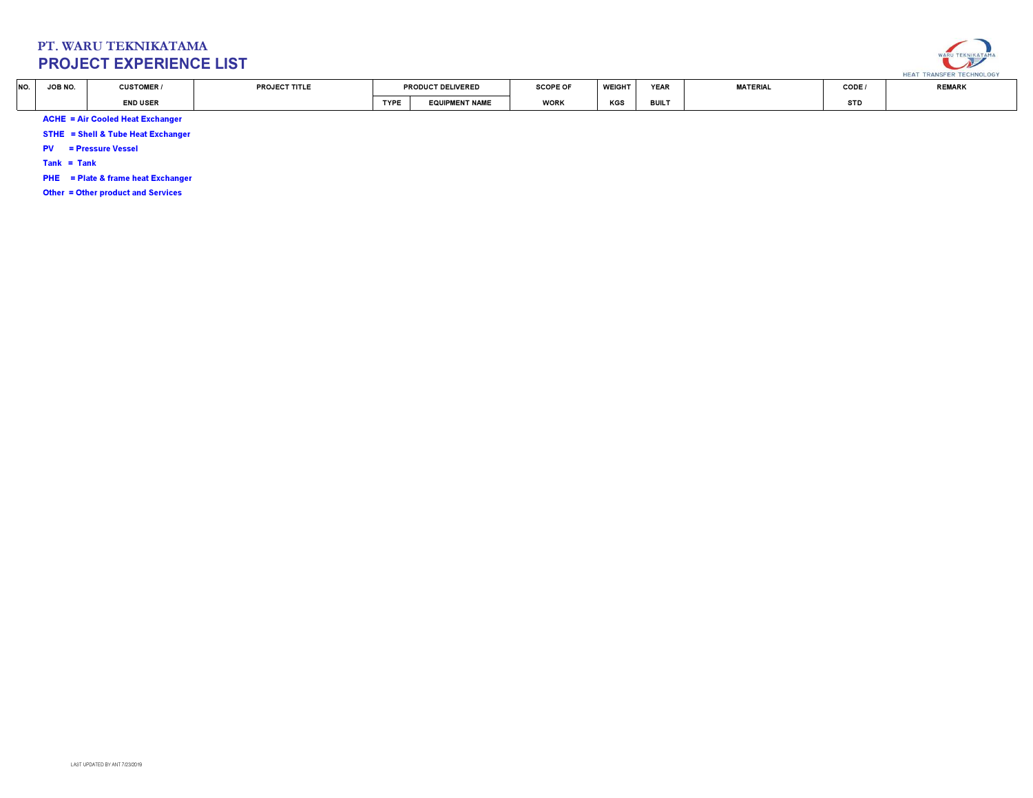**PT. WARU TEKNIKATAMA**

# PROJECT EXPERIENCE LIST

| NO. | JOB NO. | CUSTOMER / END USER | PROJECT TITLE | PRODUCT DELIVERED | | SCOPE OF WORK | WEIGHT KGS | YEAR BUILT | MATERIAL | CODE / STD | REMARK |
|---|---|---|---|---|---|---|---|---|---|---|---|
| | | | | TYPE | EQUIPMENT NAME | | | | | | |

**ACHE = Air Cooled Heat Exchanger**

**STHE = Shell & Tube Heat Exchanger**

**PV = Pressure Vessel**

**Tank = Tank**

**PHE = Plate & frame heat Exchanger**

**Other = Other product and Services**

LAST UPDATED BY ANT 7/23/2019